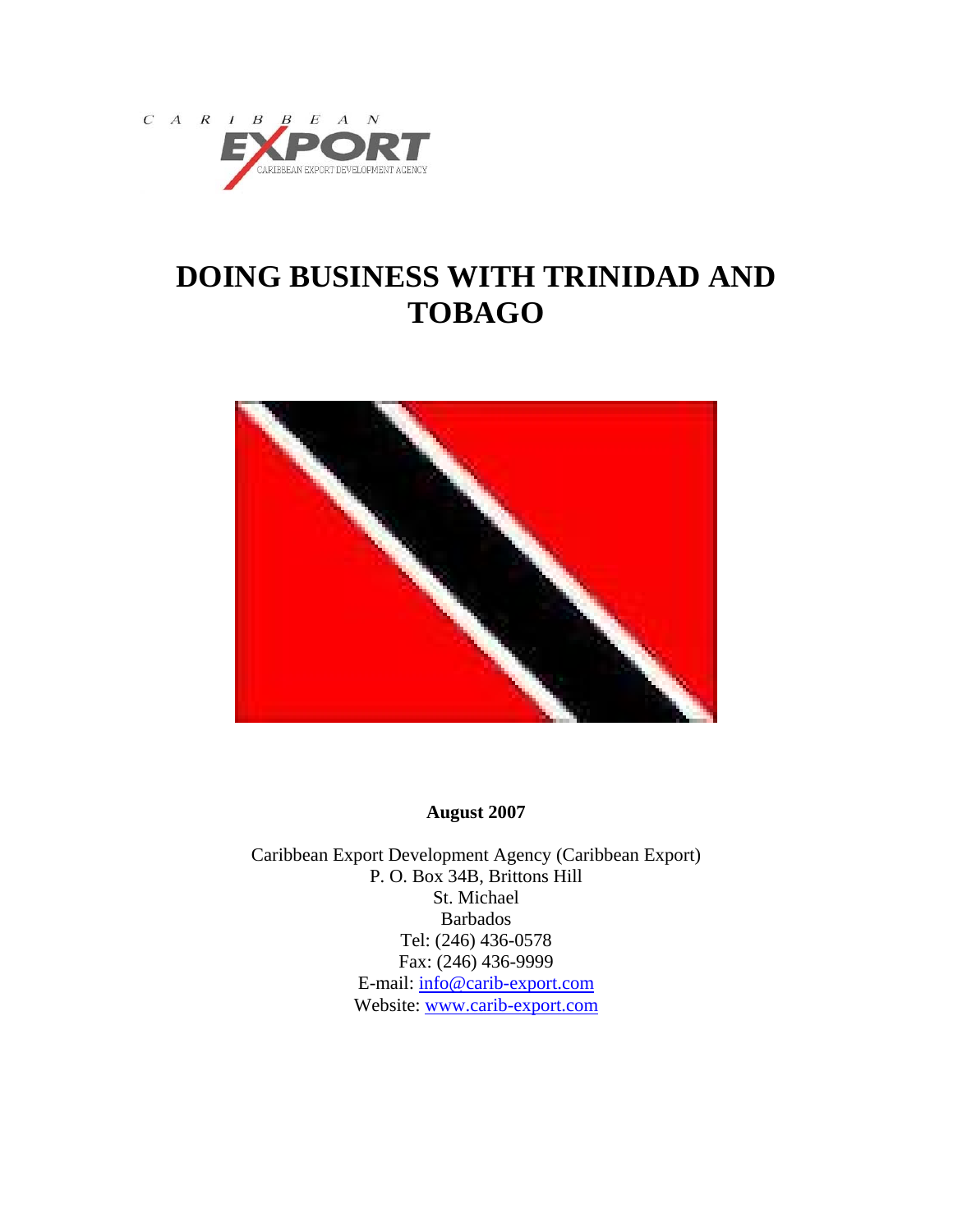C A R I B B E A N EXPORT CARIBBEAN EXPORT DEVELOPMENT AGENCY

# DOING BUSINESS WITH TRINIDAD AND TOBAGO

**August 2007**

Caribbean Export Development Agency (Caribbean Export)
P. O. Box 34B, Brittons Hill
St. Michael
Barbados
Tel: (246) 436-0578
Fax: (246) 436-9999
E-mail: info@carib-export.com
Website: www.carib-export.com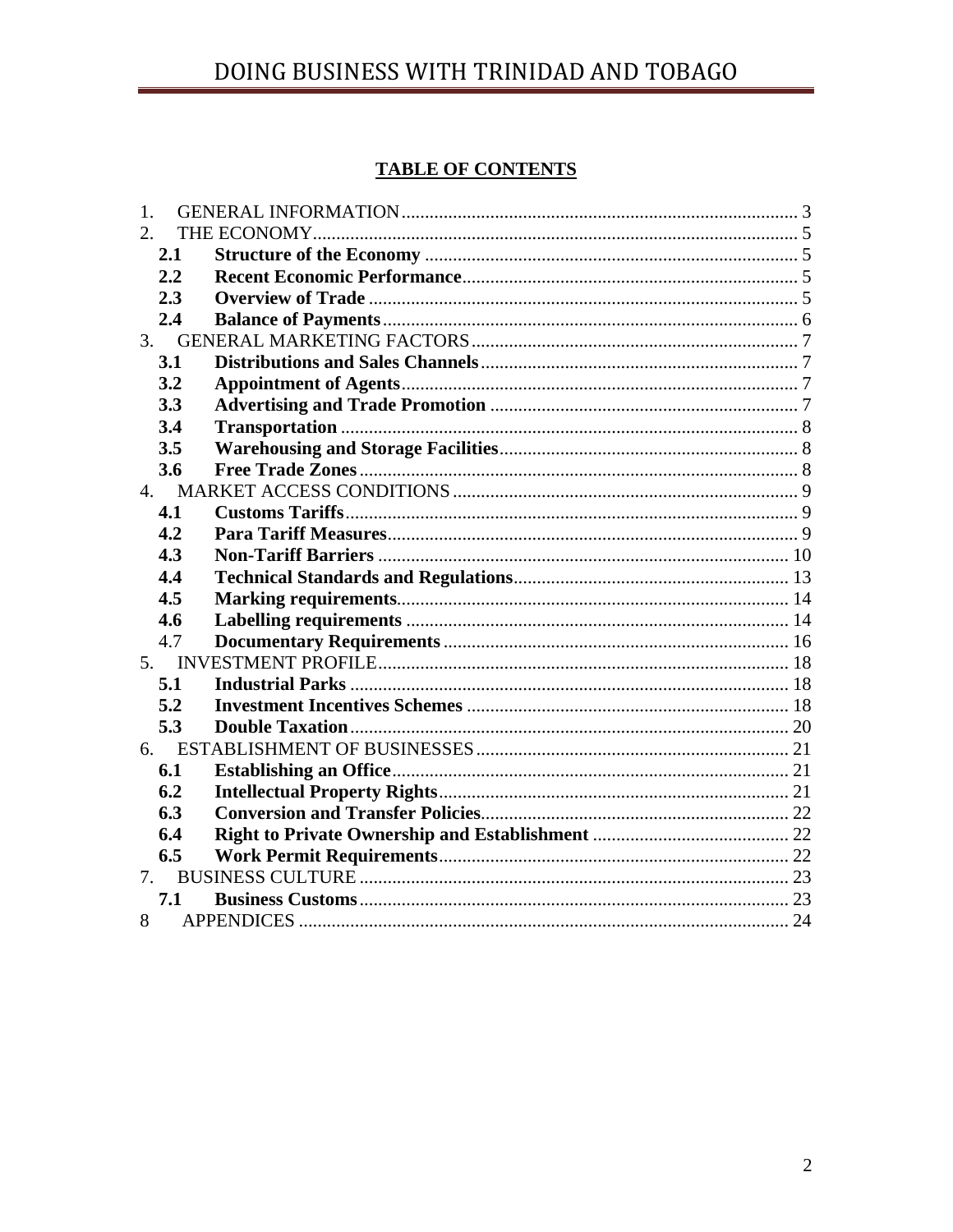## TABLE OF CONTENTS

1. GENERAL INFORMATION ..... 3
2. THE ECONOMY ..... 5
   - **2.1 Structure of the Economy** ..... 5
   - **2.2 Recent Economic Performance** ..... 5
   - **2.3 Overview of Trade** ..... 5
   - **2.4 Balance of Payments** ..... 6
3. GENERAL MARKETING FACTORS ..... 7
   - **3.1 Distributions and Sales Channels** ..... 7
   - **3.2 Appointment of Agents** ..... 7
   - **3.3 Advertising and Trade Promotion** ..... 7
   - **3.4 Transportation** ..... 8
   - **3.5 Warehousing and Storage Facilities** ..... 8
   - **3.6 Free Trade Zones** ..... 8
4. MARKET ACCESS CONDITIONS ..... 9
   - **4.1 Customs Tariffs** ..... 9
   - **4.2 Para Tariff Measures** ..... 9
   - **4.3 Non-Tariff Barriers** ..... 10
   - **4.4 Technical Standards and Regulations** ..... 13
   - **4.5 Marking requirements** ..... 14
   - **4.6 Labelling requirements** ..... 14
   - 4.7 **Documentary Requirements** ..... 16
5. INVESTMENT PROFILE ..... 18
   - **5.1 Industrial Parks** ..... 18
   - **5.2 Investment Incentives Schemes** ..... 18
   - **5.3 Double Taxation** ..... 20
6. ESTABLISHMENT OF BUSINESSES ..... 21
   - **6.1 Establishing an Office** ..... 21
   - **6.2 Intellectual Property Rights** ..... 21
   - **6.3 Conversion and Transfer Policies** ..... 22
   - **6.4 Right to Private Ownership and Establishment** ..... 22
   - **6.5 Work Permit Requirements** ..... 22
7. BUSINESS CULTURE ..... 23
   - **7.1 Business Customs** ..... 23
8. APPENDICES ..... 24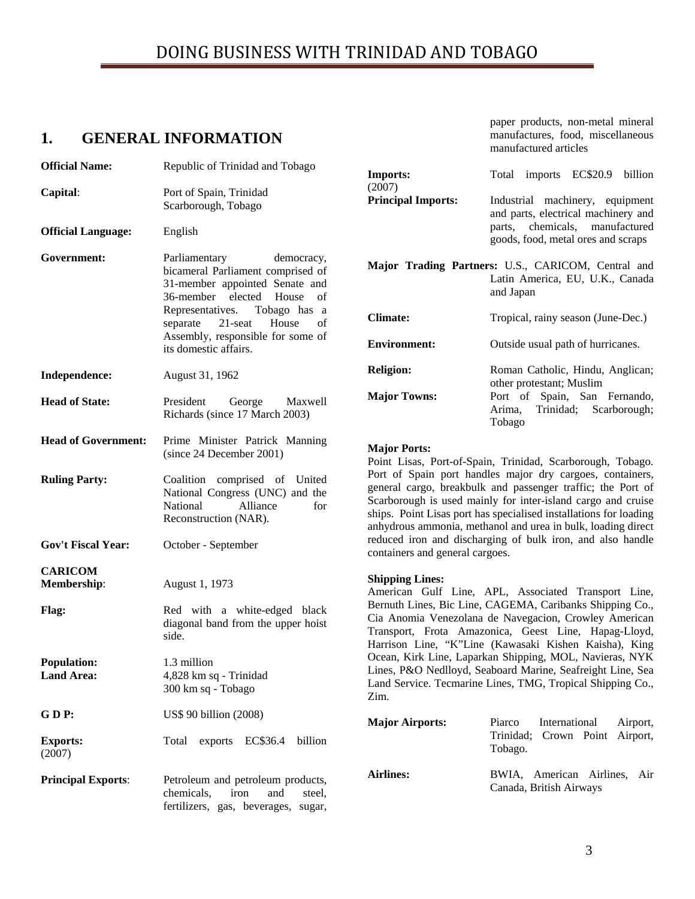## 1. GENERAL INFORMATION

| | |
|---|---|
| **Official Name:** | Republic of Trinidad and Tobago |
| **Capital**: | Port of Spain, Trinidad<br>Scarborough, Tobago |
| **Official Language:** | English |
| **Government:** | Parliamentary democracy, bicameral Parliament comprised of 31-member appointed Senate and 36-member elected House of Representatives. Tobago has a separate 21-seat House of Assembly, responsible for some of its domestic affairs. |
| **Independence:** | August 31, 1962 |
| **Head of State:** | President George Maxwell Richards (since 17 March 2003) |
| **Head of Government:** | Prime Minister Patrick Manning (since 24 December 2001) |
| **Ruling Party:** | Coalition comprised of United National Congress (UNC) and the National Alliance for Reconstruction (NAR). |
| **Gov't Fiscal Year:** | October - September |
| **CARICOM Membership**: | August 1, 1973 |
| **Flag:** | Red with a white-edged black diagonal band from the upper hoist side. |
| **Population:** | 1.3 million |
| **Land Area:** | 4,828 km sq - Trinidad<br>300 km sq - Tobago |
| **G D P:** | US$ 90 billion (2008) |
| **Exports:** (2007) | Total exports EC$36.4 billion |
| **Principal Exports**: | Petroleum and petroleum products, chemicals, iron and steel, fertilizers, gas, beverages, sugar, paper products, non-metal mineral manufactures, food, miscellaneous manufactured articles |
| **Imports:** (2007) | Total imports EC$20.9 billion |
| **Principal Imports:** | Industrial machinery, equipment and parts, electrical machinery and parts, chemicals, manufactured goods, food, metal ores and scraps |
| **Major Trading Partners:** | U.S., CARICOM, Central and Latin America, EU, U.K., Canada and Japan |
| **Climate:** | Tropical, rainy season (June-Dec.) |
| **Environment:** | Outside usual path of hurricanes. |
| **Religion:** | Roman Catholic, Hindu, Anglican; other protestant; Muslim |
| **Major Towns:** | Port of Spain, San Fernando, Arima, Trinidad; Scarborough; Tobago |

**Major Ports:**
Point Lisas, Port-of-Spain, Trinidad, Scarborough, Tobago. Port of Spain port handles major dry cargoes, containers, general cargo, breakbulk and passenger traffic; the Port of Scarborough is used mainly for inter-island cargo and cruise ships. Point Lisas port has specialised installations for loading anhydrous ammonia, methanol and urea in bulk, loading direct reduced iron and discharging of bulk iron, and also handle containers and general cargoes.

**Shipping Lines:**
American Gulf Line, APL, Associated Transport Line, Bernuth Lines, Bic Line, CAGEMA, Caribanks Shipping Co., Cia Anomia Venezolana de Navegacion, Crowley American Transport, Frota Amazonica, Geest Line, Hapag-Lloyd, Harrison Line, "K"Line (Kawasaki Kishen Kaisha), King Ocean, Kirk Line, Laparkan Shipping, MOL, Navieras, NYK Lines, P&O Nedlloyd, Seaboard Marine, Seafreight Line, Sea Land Service. Tecmarine Lines, TMG, Tropical Shipping Co., Zim.

| | |
|---|---|
| **Major Airports:** | Piarco International Airport, Trinidad; Crown Point Airport, Tobago. |
| **Airlines:** | BWIA, American Airlines, Air Canada, British Airways |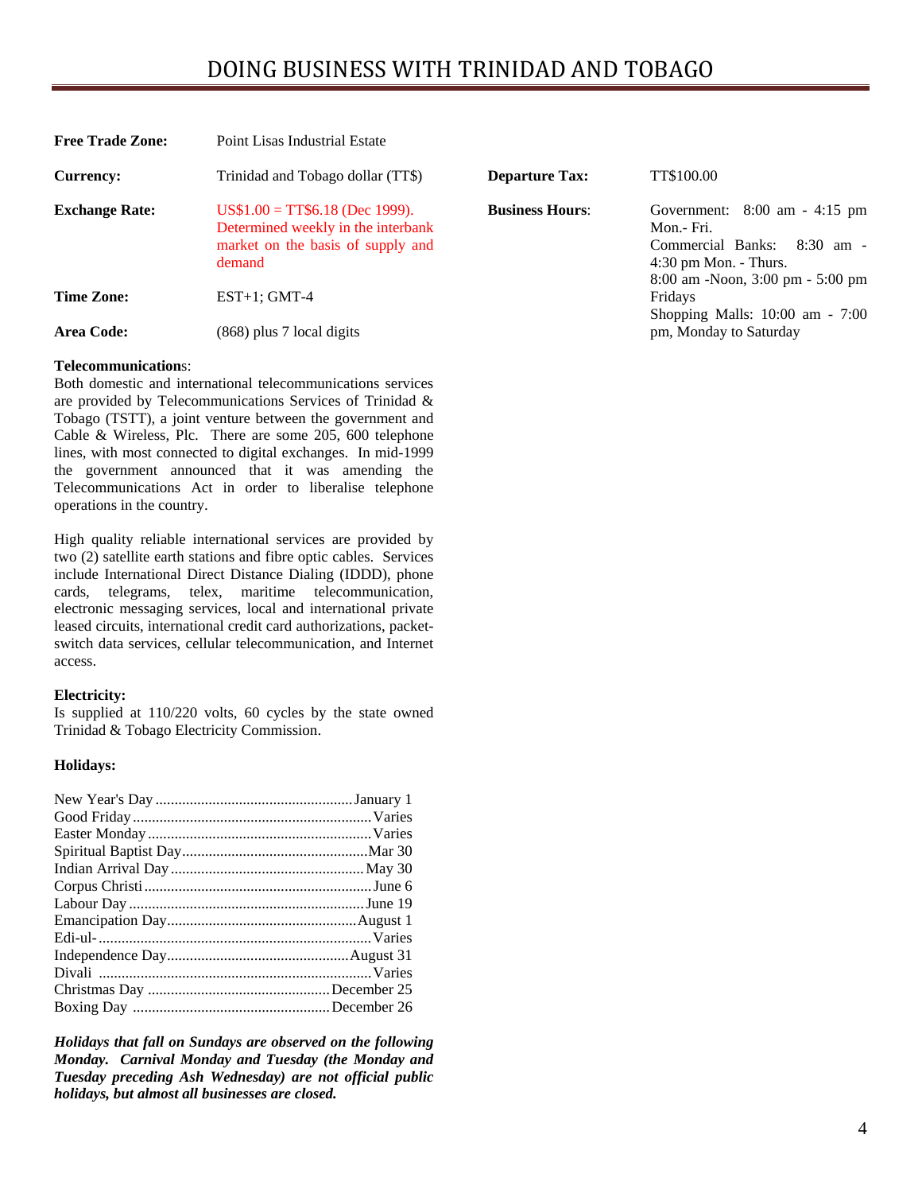# DOING BUSINESS WITH TRINIDAD AND TOBAGO

**Free Trade Zone:** Point Lisas Industrial Estate

**Currency:** Trinidad and Tobago dollar (TT$)

**Exchange Rate:** US$1.00 = TT$6.18 (Dec 1999). Determined weekly in the interbank market on the basis of supply and demand

**Time Zone:** EST+1; GMT-4

**Area Code:** (868) plus 7 local digits

**Departure Tax:** TT$100.00

**Business Hours**:
Government: 8:00 am - 4:15 pm Mon.- Fri.
Commercial Banks: 8:30 am - 4:30 pm Mon. - Thurs.
8:00 am -Noon, 3:00 pm - 5:00 pm Fridays
Shopping Malls: 10:00 am - 7:00 pm, Monday to Saturday

**Telecommunications**:
Both domestic and international telecommunications services are provided by Telecommunications Services of Trinidad & Tobago (TSTT), a joint venture between the government and Cable & Wireless, Plc. There are some 205, 600 telephone lines, with most connected to digital exchanges. In mid-1999 the government announced that it was amending the Telecommunications Act in order to liberalise telephone operations in the country.

High quality reliable international services are provided by two (2) satellite earth stations and fibre optic cables. Services include International Direct Distance Dialing (IDDD), phone cards, telegrams, telex, maritime telecommunication, electronic messaging services, local and international private leased circuits, international credit card authorizations, packet-switch data services, cellular telecommunication, and Internet access.

**Electricity:**
Is supplied at 110/220 volts, 60 cycles by the state owned Trinidad & Tobago Electricity Commission.

**Holidays:**

| Holiday | Date |
|---|---|
| New Year's Day | January 1 |
| Good Friday | Varies |
| Easter Monday | Varies |
| Spiritual Baptist Day | Mar 30 |
| Indian Arrival Day | May 30 |
| Corpus Christi | June 6 |
| Labour Day | June 19 |
| Emancipation Day | August 1 |
| Edi-ul- | Varies |
| Independence Day | August 31 |
| Divali | Varies |
| Christmas Day | December 25 |
| Boxing Day | December 26 |

***Holidays that fall on Sundays are observed on the following Monday. Carnival Monday and Tuesday (the Monday and Tuesday preceding Ash Wednesday) are not official public holidays, but almost all businesses are closed.***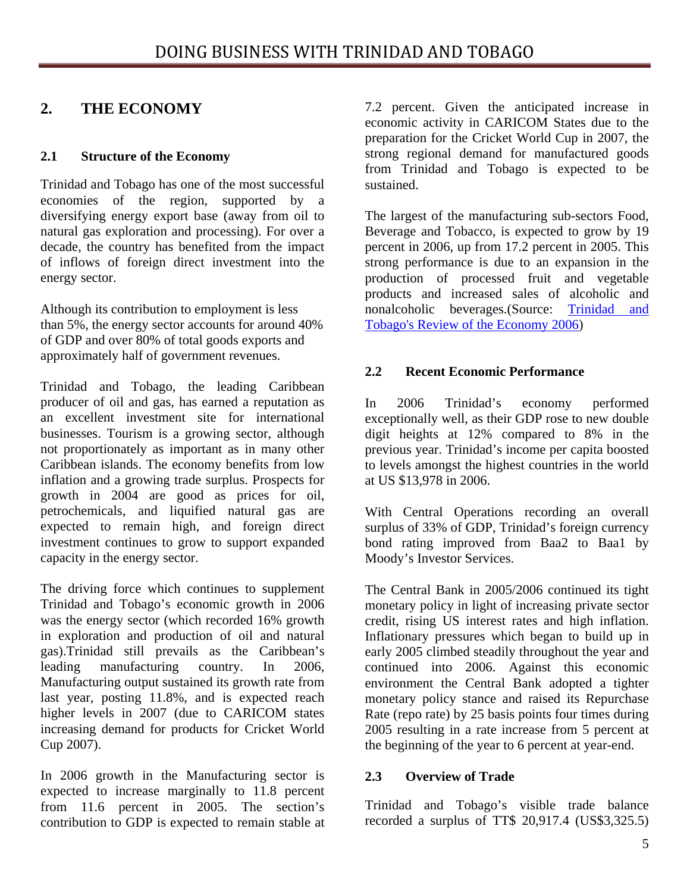## 2. THE ECONOMY

### 2.1 Structure of the Economy

Trinidad and Tobago has one of the most successful economies of the region, supported by a diversifying energy export base (away from oil to natural gas exploration and processing). For over a decade, the country has benefited from the impact of inflows of foreign direct investment into the energy sector.

Although its contribution to employment is less than 5%, the energy sector accounts for around 40% of GDP and over 80% of total goods exports and approximately half of government revenues.

Trinidad and Tobago, the leading Caribbean producer of oil and gas, has earned a reputation as an excellent investment site for international businesses. Tourism is a growing sector, although not proportionately as important as in many other Caribbean islands. The economy benefits from low inflation and a growing trade surplus. Prospects for growth in 2004 are good as prices for oil, petrochemicals, and liquified natural gas are expected to remain high, and foreign direct investment continues to grow to support expanded capacity in the energy sector.

The driving force which continues to supplement Trinidad and Tobago's economic growth in 2006 was the energy sector (which recorded 16% growth in exploration and production of oil and natural gas).Trinidad still prevails as the Caribbean's leading manufacturing country. In 2006, Manufacturing output sustained its growth rate from last year, posting 11.8%, and is expected reach higher levels in 2007 (due to CARICOM states increasing demand for products for Cricket World Cup 2007).

In 2006 growth in the Manufacturing sector is expected to increase marginally to 11.8 percent from 11.6 percent in 2005. The section's contribution to GDP is expected to remain stable at 7.2 percent. Given the anticipated increase in economic activity in CARICOM States due to the preparation for the Cricket World Cup in 2007, the strong regional demand for manufactured goods from Trinidad and Tobago is expected to be sustained.

The largest of the manufacturing sub-sectors Food, Beverage and Tobacco, is expected to grow by 19 percent in 2006, up from 17.2 percent in 2005. This strong performance is due to an expansion in the production of processed fruit and vegetable products and increased sales of alcoholic and nonalcoholic beverages.(Source: Trinidad and Tobago's Review of the Economy 2006)

### 2.2 Recent Economic Performance

In 2006 Trinidad's economy performed exceptionally well, as their GDP rose to new double digit heights at 12% compared to 8% in the previous year. Trinidad's income per capita boosted to levels amongst the highest countries in the world at US $13,978 in 2006.

With Central Operations recording an overall surplus of 33% of GDP, Trinidad's foreign currency bond rating improved from Baa2 to Baa1 by Moody's Investor Services.

The Central Bank in 2005/2006 continued its tight monetary policy in light of increasing private sector credit, rising US interest rates and high inflation. Inflationary pressures which began to build up in early 2005 climbed steadily throughout the year and continued into 2006. Against this economic environment the Central Bank adopted a tighter monetary policy stance and raised its Repurchase Rate (repo rate) by 25 basis points four times during 2005 resulting in a rate increase from 5 percent at the beginning of the year to 6 percent at year-end.

### 2.3 Overview of Trade

Trinidad and Tobago's visible trade balance recorded a surplus of TT$ 20,917.4 (US$3,325.5)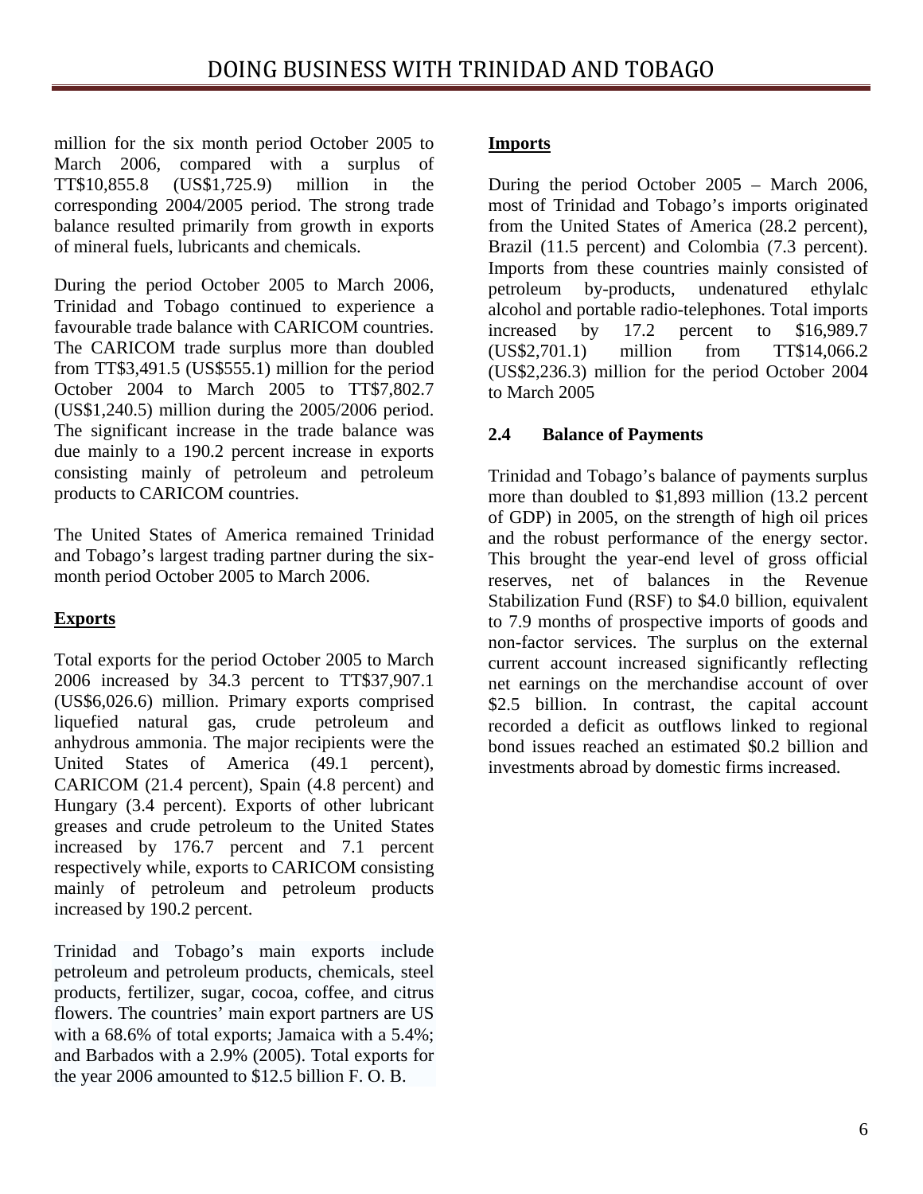million for the six month period October 2005 to March 2006, compared with a surplus of TT$10,855.8 (US$1,725.9) million in the corresponding 2004/2005 period. The strong trade balance resulted primarily from growth in exports of mineral fuels, lubricants and chemicals.

During the period October 2005 to March 2006, Trinidad and Tobago continued to experience a favourable trade balance with CARICOM countries. The CARICOM trade surplus more than doubled from TT$3,491.5 (US$555.1) million for the period October 2004 to March 2005 to TT$7,802.7 (US$1,240.5) million during the 2005/2006 period. The significant increase in the trade balance was due mainly to a 190.2 percent increase in exports consisting mainly of petroleum and petroleum products to CARICOM countries.

The United States of America remained Trinidad and Tobago's largest trading partner during the six-month period October 2005 to March 2006.

**Exports**

Total exports for the period October 2005 to March 2006 increased by 34.3 percent to TT$37,907.1 (US$6,026.6) million. Primary exports comprised liquefied natural gas, crude petroleum and anhydrous ammonia. The major recipients were the United States of America (49.1 percent), CARICOM (21.4 percent), Spain (4.8 percent) and Hungary (3.4 percent). Exports of other lubricant greases and crude petroleum to the United States increased by 176.7 percent and 7.1 percent respectively while, exports to CARICOM consisting mainly of petroleum and petroleum products increased by 190.2 percent.

Trinidad and Tobago's main exports include petroleum and petroleum products, chemicals, steel products, fertilizer, sugar, cocoa, coffee, and citrus flowers. The countries' main export partners are US with a 68.6% of total exports; Jamaica with a 5.4%; and Barbados with a 2.9% (2005). Total exports for the year 2006 amounted to $12.5 billion F. O. B.

**Imports**

During the period October 2005 – March 2006, most of Trinidad and Tobago's imports originated from the United States of America (28.2 percent), Brazil (11.5 percent) and Colombia (7.3 percent). Imports from these countries mainly consisted of petroleum by-products, undenatured ethylalc alcohol and portable radio-telephones. Total imports increased by 17.2 percent to $16,989.7 (US$2,701.1) million from TT$14,066.2 (US$2,236.3) million for the period October 2004 to March 2005

## 2.4 Balance of Payments

Trinidad and Tobago's balance of payments surplus more than doubled to $1,893 million (13.2 percent of GDP) in 2005, on the strength of high oil prices and the robust performance of the energy sector. This brought the year-end level of gross official reserves, net of balances in the Revenue Stabilization Fund (RSF) to $4.0 billion, equivalent to 7.9 months of prospective imports of goods and non-factor services. The surplus on the external current account increased significantly reflecting net earnings on the merchandise account of over $2.5 billion. In contrast, the capital account recorded a deficit as outflows linked to regional bond issues reached an estimated $0.2 billion and investments abroad by domestic firms increased.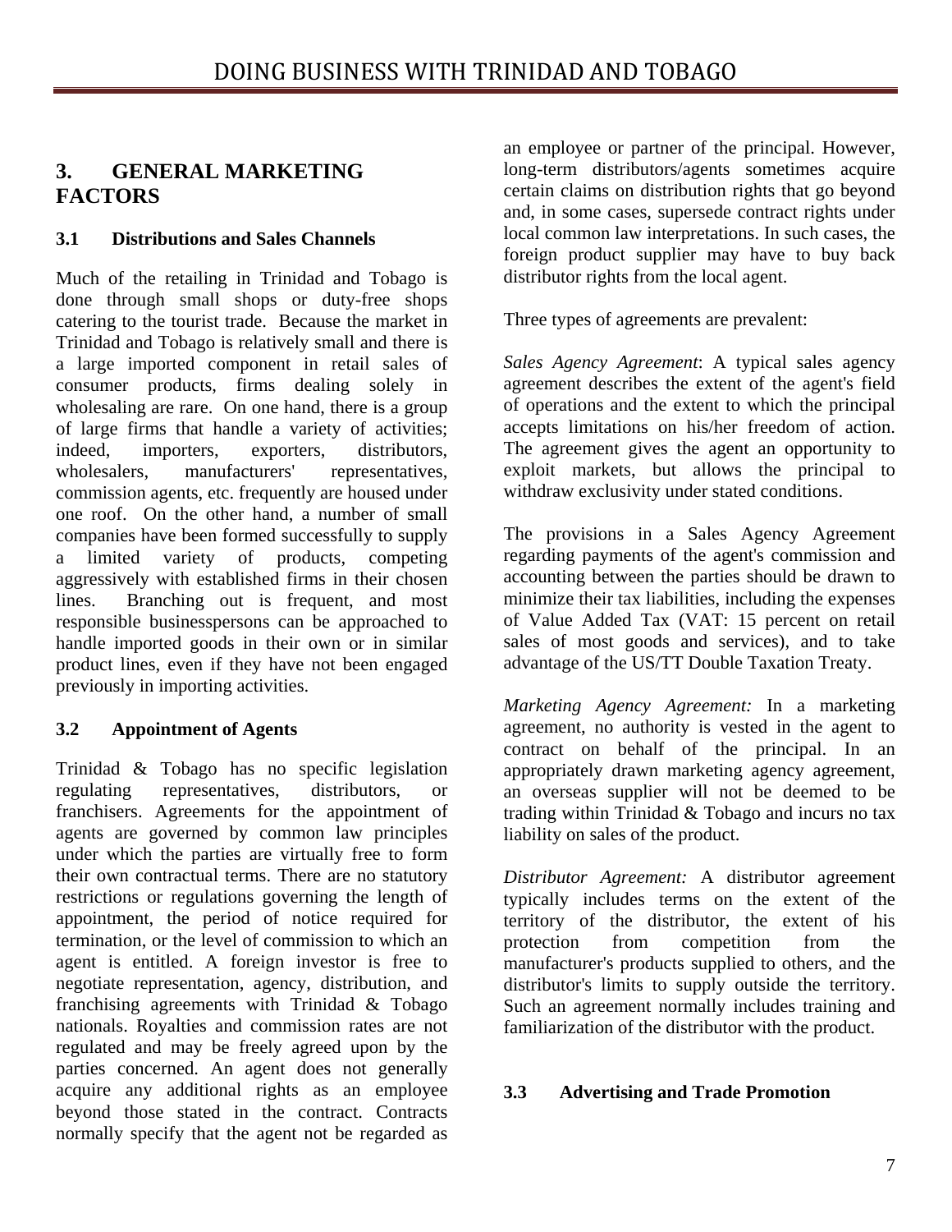## 3. GENERAL MARKETING FACTORS

### 3.1 Distributions and Sales Channels

Much of the retailing in Trinidad and Tobago is done through small shops or duty-free shops catering to the tourist trade. Because the market in Trinidad and Tobago is relatively small and there is a large imported component in retail sales of consumer products, firms dealing solely in wholesaling are rare. On one hand, there is a group of large firms that handle a variety of activities; indeed, importers, exporters, distributors, wholesalers, manufacturers' representatives, commission agents, etc. frequently are housed under one roof. On the other hand, a number of small companies have been formed successfully to supply a limited variety of products, competing aggressively with established firms in their chosen lines. Branching out is frequent, and most responsible businesspersons can be approached to handle imported goods in their own or in similar product lines, even if they have not been engaged previously in importing activities.

### 3.2 Appointment of Agents

Trinidad & Tobago has no specific legislation regulating representatives, distributors, or franchisers. Agreements for the appointment of agents are governed by common law principles under which the parties are virtually free to form their own contractual terms. There are no statutory restrictions or regulations governing the length of appointment, the period of notice required for termination, or the level of commission to which an agent is entitled. A foreign investor is free to negotiate representation, agency, distribution, and franchising agreements with Trinidad & Tobago nationals. Royalties and commission rates are not regulated and may be freely agreed upon by the parties concerned. An agent does not generally acquire any additional rights as an employee beyond those stated in the contract. Contracts normally specify that the agent not be regarded as an employee or partner of the principal. However, long-term distributors/agents sometimes acquire certain claims on distribution rights that go beyond and, in some cases, supersede contract rights under local common law interpretations. In such cases, the foreign product supplier may have to buy back distributor rights from the local agent.

Three types of agreements are prevalent:

*Sales Agency Agreement*: A typical sales agency agreement describes the extent of the agent's field of operations and the extent to which the principal accepts limitations on his/her freedom of action. The agreement gives the agent an opportunity to exploit markets, but allows the principal to withdraw exclusivity under stated conditions.

The provisions in a Sales Agency Agreement regarding payments of the agent's commission and accounting between the parties should be drawn to minimize their tax liabilities, including the expenses of Value Added Tax (VAT: 15 percent on retail sales of most goods and services), and to take advantage of the US/TT Double Taxation Treaty.

*Marketing Agency Agreement:* In a marketing agreement, no authority is vested in the agent to contract on behalf of the principal. In an appropriately drawn marketing agency agreement, an overseas supplier will not be deemed to be trading within Trinidad & Tobago and incurs no tax liability on sales of the product.

*Distributor Agreement:* A distributor agreement typically includes terms on the extent of the territory of the distributor, the extent of his protection from competition from the manufacturer's products supplied to others, and the distributor's limits to supply outside the territory. Such an agreement normally includes training and familiarization of the distributor with the product.

### 3.3 Advertising and Trade Promotion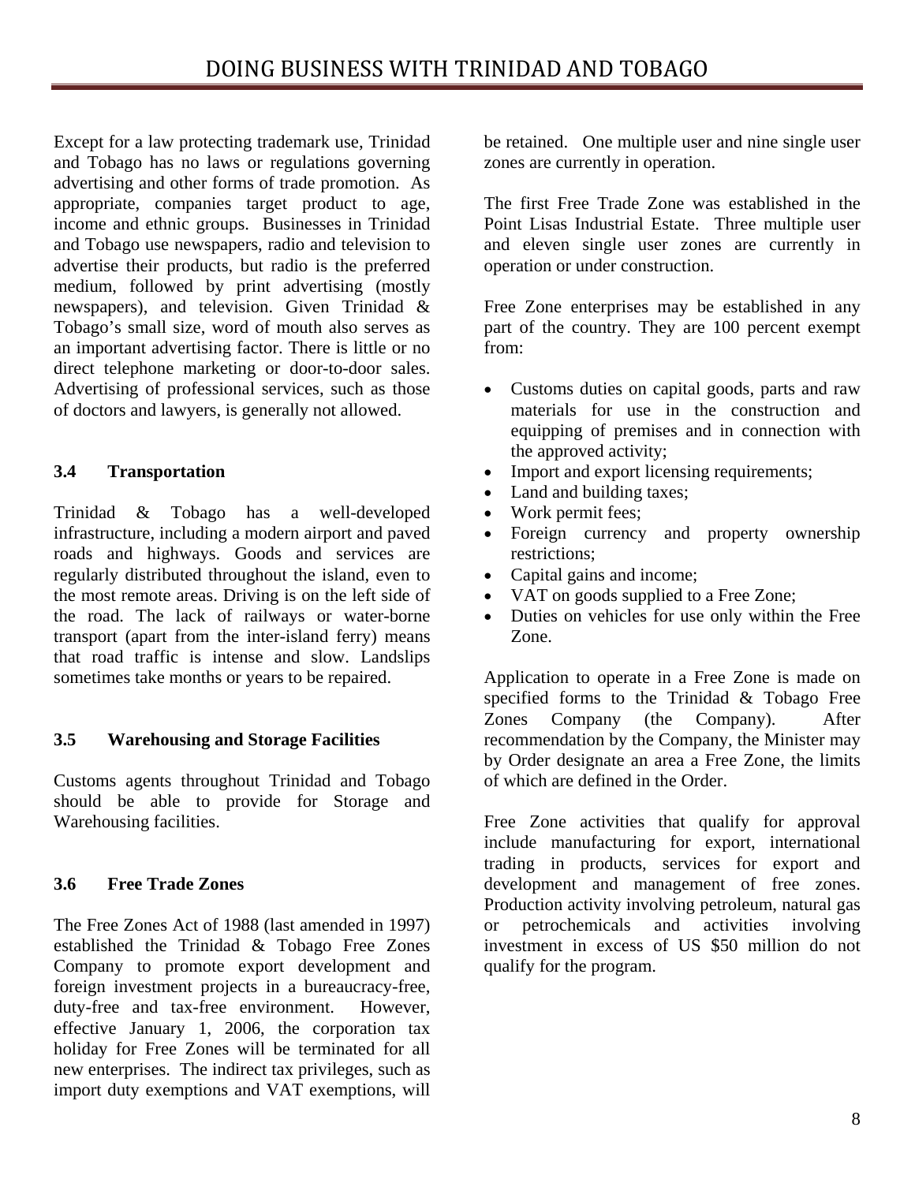Except for a law protecting trademark use, Trinidad and Tobago has no laws or regulations governing advertising and other forms of trade promotion. As appropriate, companies target product to age, income and ethnic groups. Businesses in Trinidad and Tobago use newspapers, radio and television to advertise their products, but radio is the preferred medium, followed by print advertising (mostly newspapers), and television. Given Trinidad & Tobago's small size, word of mouth also serves as an important advertising factor. There is little or no direct telephone marketing or door-to-door sales. Advertising of professional services, such as those of doctors and lawyers, is generally not allowed.

### 3.4 Transportation

Trinidad & Tobago has a well-developed infrastructure, including a modern airport and paved roads and highways. Goods and services are regularly distributed throughout the island, even to the most remote areas. Driving is on the left side of the road. The lack of railways or water-borne transport (apart from the inter-island ferry) means that road traffic is intense and slow. Landslips sometimes take months or years to be repaired.

### 3.5 Warehousing and Storage Facilities

Customs agents throughout Trinidad and Tobago should be able to provide for Storage and Warehousing facilities.

### 3.6 Free Trade Zones

The Free Zones Act of 1988 (last amended in 1997) established the Trinidad & Tobago Free Zones Company to promote export development and foreign investment projects in a bureaucracy-free, duty-free and tax-free environment. However, effective January 1, 2006, the corporation tax holiday for Free Zones will be terminated for all new enterprises. The indirect tax privileges, such as import duty exemptions and VAT exemptions, will be retained. One multiple user and nine single user zones are currently in operation.

The first Free Trade Zone was established in the Point Lisas Industrial Estate. Three multiple user and eleven single user zones are currently in operation or under construction.

Free Zone enterprises may be established in any part of the country. They are 100 percent exempt from:

- Customs duties on capital goods, parts and raw materials for use in the construction and equipping of premises and in connection with the approved activity;
- Import and export licensing requirements;
- Land and building taxes;
- Work permit fees;
- Foreign currency and property ownership restrictions;
- Capital gains and income;
- VAT on goods supplied to a Free Zone;
- Duties on vehicles for use only within the Free Zone.

Application to operate in a Free Zone is made on specified forms to the Trinidad & Tobago Free Zones Company (the Company). After recommendation by the Company, the Minister may by Order designate an area a Free Zone, the limits of which are defined in the Order.

Free Zone activities that qualify for approval include manufacturing for export, international trading in products, services for export and development and management of free zones. Production activity involving petroleum, natural gas or petrochemicals and activities involving investment in excess of US $50 million do not qualify for the program.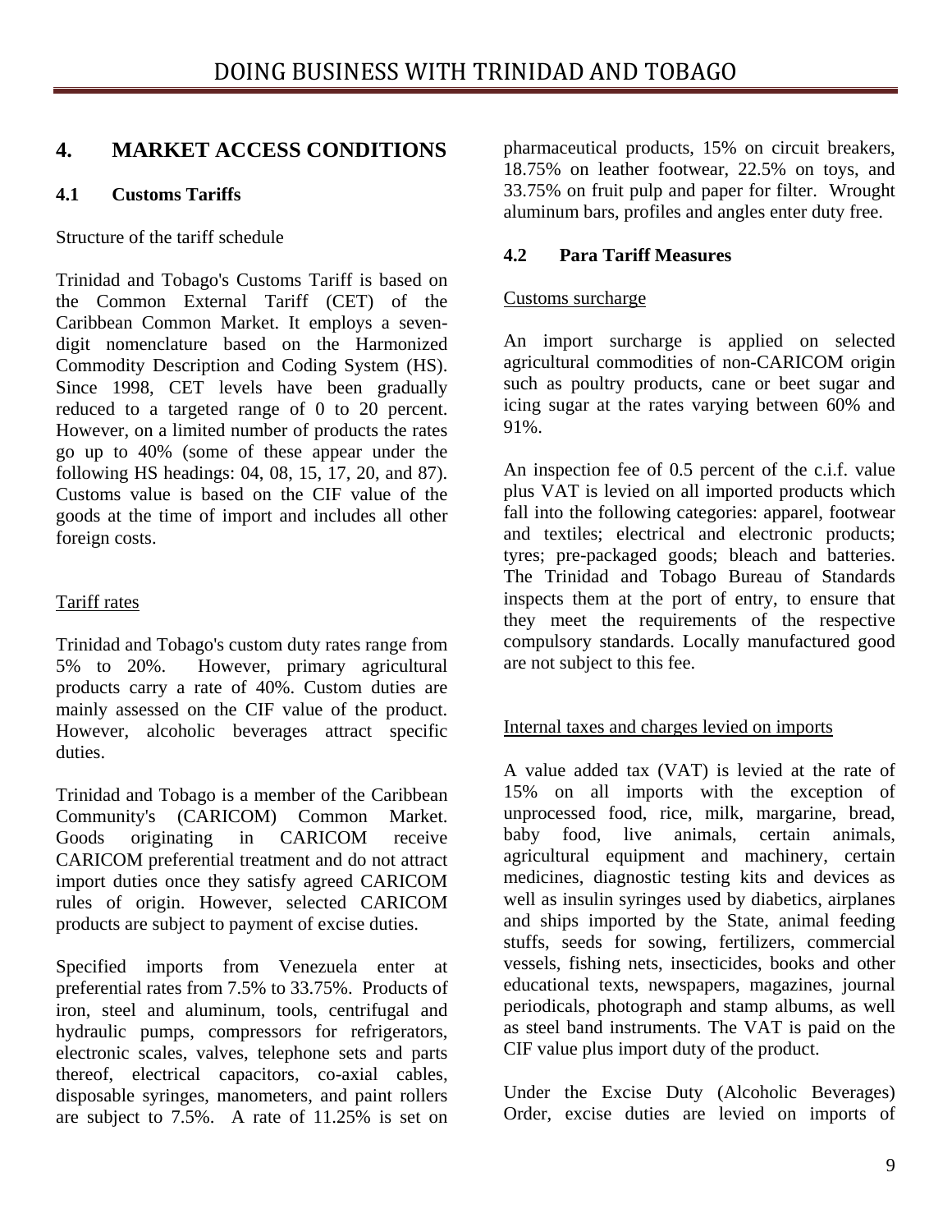## 4. MARKET ACCESS CONDITIONS

### 4.1 Customs Tariffs

Structure of the tariff schedule

Trinidad and Tobago's Customs Tariff is based on the Common External Tariff (CET) of the Caribbean Common Market. It employs a seven-digit nomenclature based on the Harmonized Commodity Description and Coding System (HS). Since 1998, CET levels have been gradually reduced to a targeted range of 0 to 20 percent. However, on a limited number of products the rates go up to 40% (some of these appear under the following HS headings: 04, 08, 15, 17, 20, and 87). Customs value is based on the CIF value of the goods at the time of import and includes all other foreign costs.

Tariff rates

Trinidad and Tobago's custom duty rates range from 5% to 20%. However, primary agricultural products carry a rate of 40%. Custom duties are mainly assessed on the CIF value of the product. However, alcoholic beverages attract specific duties.

Trinidad and Tobago is a member of the Caribbean Community's (CARICOM) Common Market. Goods originating in CARICOM receive CARICOM preferential treatment and do not attract import duties once they satisfy agreed CARICOM rules of origin. However, selected CARICOM products are subject to payment of excise duties.

Specified imports from Venezuela enter at preferential rates from 7.5% to 33.75%. Products of iron, steel and aluminum, tools, centrifugal and hydraulic pumps, compressors for refrigerators, electronic scales, valves, telephone sets and parts thereof, electrical capacitors, co-axial cables, disposable syringes, manometers, and paint rollers are subject to 7.5%. A rate of 11.25% is set on pharmaceutical products, 15% on circuit breakers, 18.75% on leather footwear, 22.5% on toys, and 33.75% on fruit pulp and paper for filter. Wrought aluminum bars, profiles and angles enter duty free.

### 4.2 Para Tariff Measures

Customs surcharge

An import surcharge is applied on selected agricultural commodities of non-CARICOM origin such as poultry products, cane or beet sugar and icing sugar at the rates varying between 60% and 91%.

An inspection fee of 0.5 percent of the c.i.f. value plus VAT is levied on all imported products which fall into the following categories: apparel, footwear and textiles; electrical and electronic products; tyres; pre-packaged goods; bleach and batteries. The Trinidad and Tobago Bureau of Standards inspects them at the port of entry, to ensure that they meet the requirements of the respective compulsory standards. Locally manufactured good are not subject to this fee.

Internal taxes and charges levied on imports

A value added tax (VAT) is levied at the rate of 15% on all imports with the exception of unprocessed food, rice, milk, margarine, bread, baby food, live animals, certain animals, agricultural equipment and machinery, certain medicines, diagnostic testing kits and devices as well as insulin syringes used by diabetics, airplanes and ships imported by the State, animal feeding stuffs, seeds for sowing, fertilizers, commercial vessels, fishing nets, insecticides, books and other educational texts, newspapers, magazines, journal periodicals, photograph and stamp albums, as well as steel band instruments. The VAT is paid on the CIF value plus import duty of the product.

Under the Excise Duty (Alcoholic Beverages) Order, excise duties are levied on imports of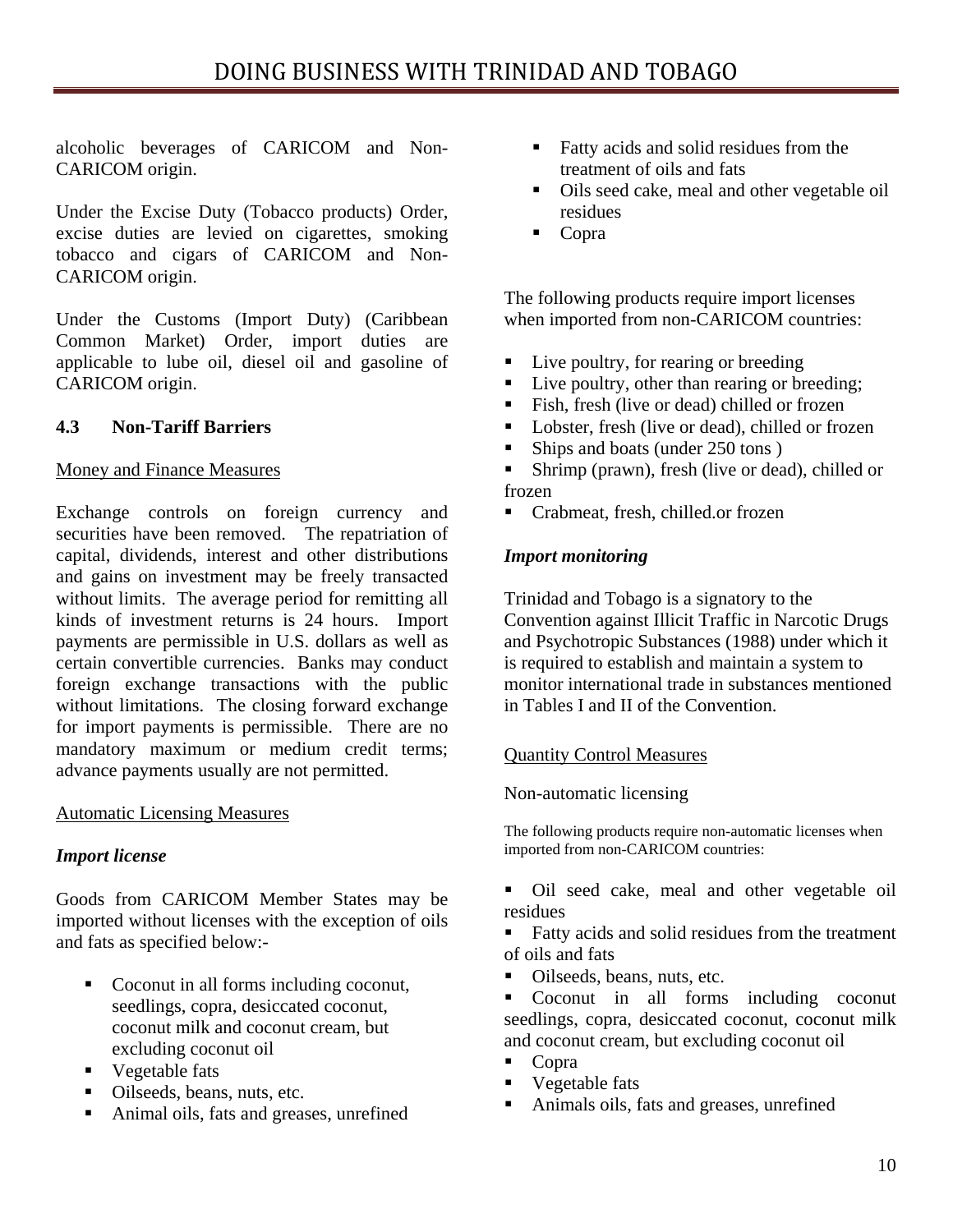alcoholic beverages of CARICOM and Non-CARICOM origin.

Under the Excise Duty (Tobacco products) Order, excise duties are levied on cigarettes, smoking tobacco and cigars of CARICOM and Non-CARICOM origin.

Under the Customs (Import Duty) (Caribbean Common Market) Order, import duties are applicable to lube oil, diesel oil and gasoline of CARICOM origin.

### 4.3 Non-Tariff Barriers

<u>Money and Finance Measures</u>

Exchange controls on foreign currency and securities have been removed. The repatriation of capital, dividends, interest and other distributions and gains on investment may be freely transacted without limits. The average period for remitting all kinds of investment returns is 24 hours. Import payments are permissible in U.S. dollars as well as certain convertible currencies. Banks may conduct foreign exchange transactions with the public without limitations. The closing forward exchange for import payments is permissible. There are no mandatory maximum or medium credit terms; advance payments usually are not permitted.

<u>Automatic Licensing Measures</u>

***Import license***

Goods from CARICOM Member States may be imported without licenses with the exception of oils and fats as specified below:-

- Coconut in all forms including coconut, seedlings, copra, desiccated coconut, coconut milk and coconut cream, but excluding coconut oil
- Vegetable fats
- Oilseeds, beans, nuts, etc.
- Animal oils, fats and greases, unrefined
- Fatty acids and solid residues from the treatment of oils and fats
- Oils seed cake, meal and other vegetable oil residues
- Copra

The following products require import licenses when imported from non-CARICOM countries:

- Live poultry, for rearing or breeding
- Live poultry, other than rearing or breeding;
- Fish, fresh (live or dead) chilled or frozen
- Lobster, fresh (live or dead), chilled or frozen
- Ships and boats (under 250 tons )
- Shrimp (prawn), fresh (live or dead), chilled or frozen
- Crabmeat, fresh, chilled.or frozen

***Import monitoring***

Trinidad and Tobago is a signatory to the Convention against Illicit Traffic in Narcotic Drugs and Psychotropic Substances (1988) under which it is required to establish and maintain a system to monitor international trade in substances mentioned in Tables I and II of the Convention.

<u>Quantity Control Measures</u>

Non-automatic licensing

The following products require non-automatic licenses when imported from non-CARICOM countries:

- Oil seed cake, meal and other vegetable oil residues
- Fatty acids and solid residues from the treatment of oils and fats
- Oilseeds, beans, nuts, etc.
- Coconut in all forms including coconut seedlings, copra, desiccated coconut, coconut milk and coconut cream, but excluding coconut oil
- Copra
- Vegetable fats
- Animals oils, fats and greases, unrefined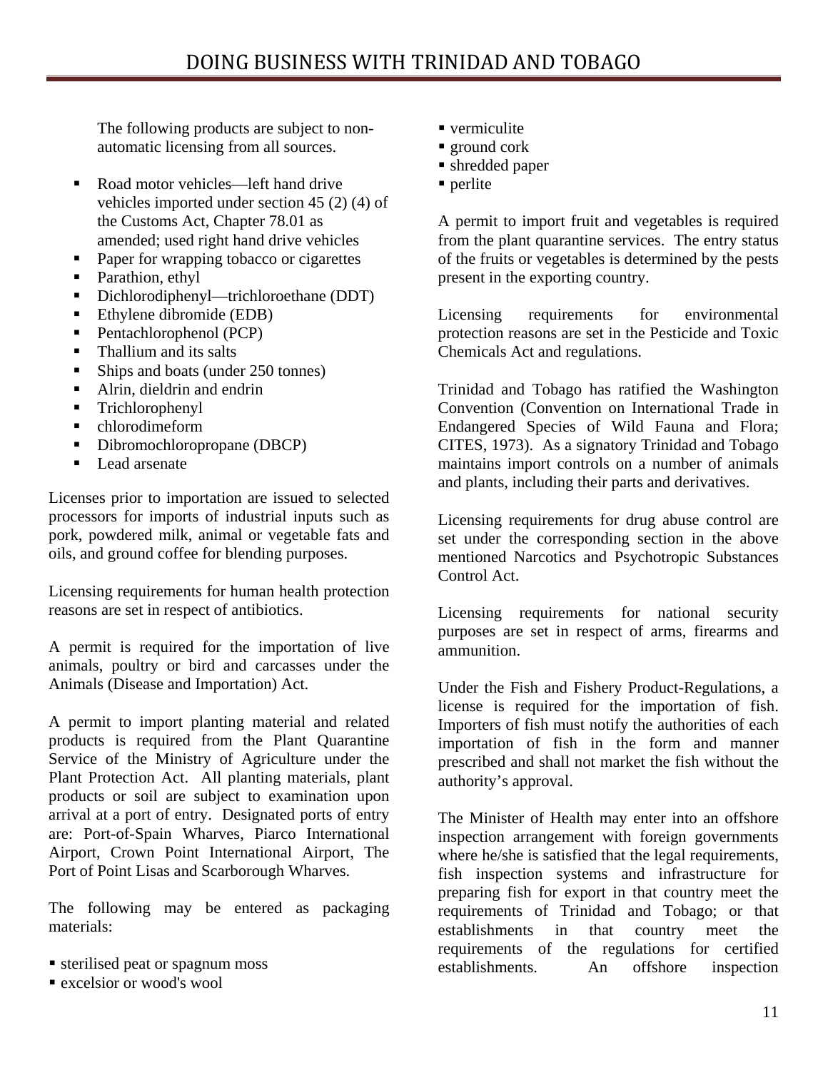The following products are subject to non-automatic licensing from all sources.

- Road motor vehicles—left hand drive vehicles imported under section 45 (2) (4) of the Customs Act, Chapter 78.01 as amended; used right hand drive vehicles
- Paper for wrapping tobacco or cigarettes
- Parathion, ethyl
- Dichlorodiphenyl—trichloroethane (DDT)
- Ethylene dibromide (EDB)
- Pentachlorophenol (PCP)
- Thallium and its salts
- Ships and boats (under 250 tonnes)
- Alrin, dieldrin and endrin
- Trichlorophenyl
- chlorodimeform
- Dibromochloropropane (DBCP)
- Lead arsenate

Licenses prior to importation are issued to selected processors for imports of industrial inputs such as pork, powdered milk, animal or vegetable fats and oils, and ground coffee for blending purposes.

Licensing requirements for human health protection reasons are set in respect of antibiotics.

A permit is required for the importation of live animals, poultry or bird and carcasses under the Animals (Disease and Importation) Act.

A permit to import planting material and related products is required from the Plant Quarantine Service of the Ministry of Agriculture under the Plant Protection Act. All planting materials, plant products or soil are subject to examination upon arrival at a port of entry. Designated ports of entry are: Port-of-Spain Wharves, Piarco International Airport, Crown Point International Airport, The Port of Point Lisas and Scarborough Wharves.

The following may be entered as packaging materials:

- sterilised peat or spagnum moss
- excelsior or wood's wool
- vermiculite
- ground cork
- shredded paper
- perlite

A permit to import fruit and vegetables is required from the plant quarantine services. The entry status of the fruits or vegetables is determined by the pests present in the exporting country.

Licensing requirements for environmental protection reasons are set in the Pesticide and Toxic Chemicals Act and regulations.

Trinidad and Tobago has ratified the Washington Convention (Convention on International Trade in Endangered Species of Wild Fauna and Flora; CITES, 1973). As a signatory Trinidad and Tobago maintains import controls on a number of animals and plants, including their parts and derivatives.

Licensing requirements for drug abuse control are set under the corresponding section in the above mentioned Narcotics and Psychotropic Substances Control Act.

Licensing requirements for national security purposes are set in respect of arms, firearms and ammunition.

Under the Fish and Fishery Product-Regulations, a license is required for the importation of fish. Importers of fish must notify the authorities of each importation of fish in the form and manner prescribed and shall not market the fish without the authority's approval.

The Minister of Health may enter into an offshore inspection arrangement with foreign governments where he/she is satisfied that the legal requirements, fish inspection systems and infrastructure for preparing fish for export in that country meet the requirements of Trinidad and Tobago; or that establishments in that country meet the requirements of the regulations for certified establishments. An offshore inspection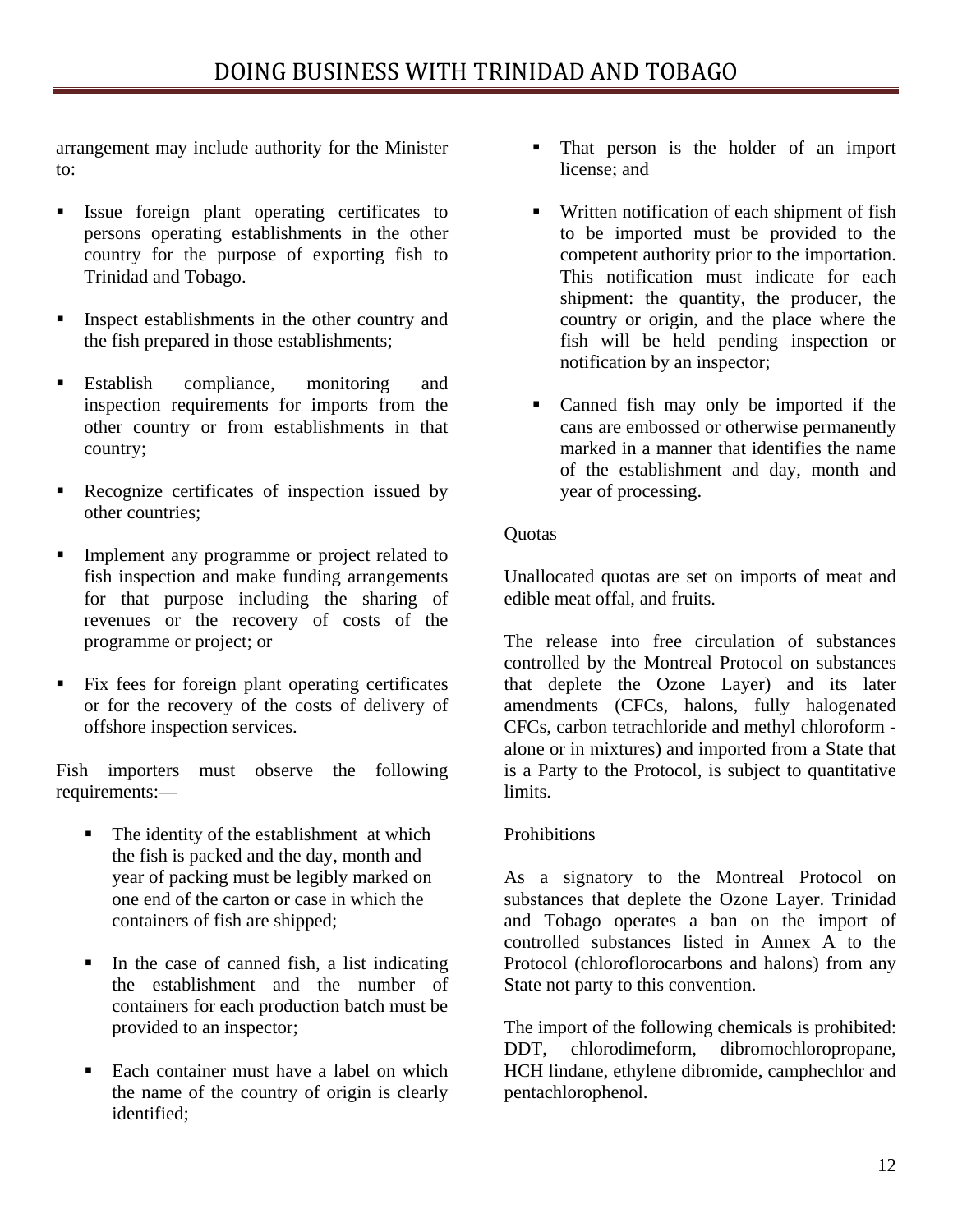arrangement may include authority for the Minister to:

- Issue foreign plant operating certificates to persons operating establishments in the other country for the purpose of exporting fish to Trinidad and Tobago.

- Inspect establishments in the other country and the fish prepared in those establishments;

- Establish compliance, monitoring and inspection requirements for imports from the other country or from establishments in that country;

- Recognize certificates of inspection issued by other countries;

- Implement any programme or project related to fish inspection and make funding arrangements for that purpose including the sharing of revenues or the recovery of costs of the programme or project; or

- Fix fees for foreign plant operating certificates or for the recovery of the costs of delivery of offshore inspection services.

Fish importers must observe the following requirements:—

- The identity of the establishment at which the fish is packed and the day, month and year of packing must be legibly marked on one end of the carton or case in which the containers of fish are shipped;

- In the case of canned fish, a list indicating the establishment and the number of containers for each production batch must be provided to an inspector;

- Each container must have a label on which the name of the country of origin is clearly identified;

- That person is the holder of an import license; and

- Written notification of each shipment of fish to be imported must be provided to the competent authority prior to the importation. This notification must indicate for each shipment: the quantity, the producer, the country or origin, and the place where the fish will be held pending inspection or notification by an inspector;

- Canned fish may only be imported if the cans are embossed or otherwise permanently marked in a manner that identifies the name of the establishment and day, month and year of processing.

Quotas

Unallocated quotas are set on imports of meat and edible meat offal, and fruits.

The release into free circulation of substances controlled by the Montreal Protocol on substances that deplete the Ozone Layer) and its later amendments (CFCs, halons, fully halogenated CFCs, carbon tetrachloride and methyl chloroform - alone or in mixtures) and imported from a State that is a Party to the Protocol, is subject to quantitative limits.

Prohibitions

As a signatory to the Montreal Protocol on substances that deplete the Ozone Layer. Trinidad and Tobago operates a ban on the import of controlled substances listed in Annex A to the Protocol (chloroflorocarbons and halons) from any State not party to this convention.

The import of the following chemicals is prohibited: DDT, chlorodimeform, dibromochloropropane, HCH lindane, ethylene dibromide, camphechlor and pentachlorophenol.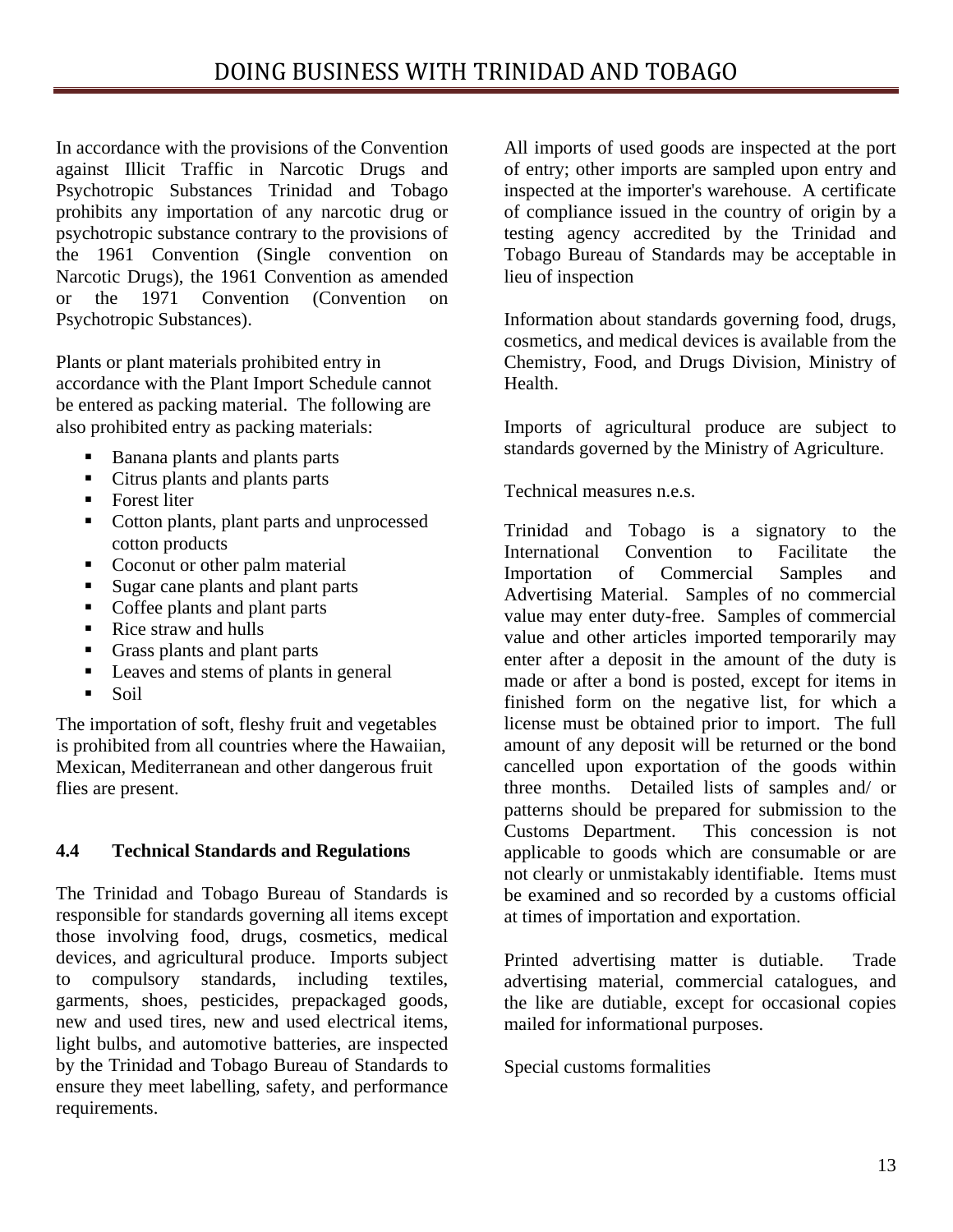In accordance with the provisions of the Convention against Illicit Traffic in Narcotic Drugs and Psychotropic Substances Trinidad and Tobago prohibits any importation of any narcotic drug or psychotropic substance contrary to the provisions of the 1961 Convention (Single convention on Narcotic Drugs), the 1961 Convention as amended or the 1971 Convention (Convention on Psychotropic Substances).

Plants or plant materials prohibited entry in accordance with the Plant Import Schedule cannot be entered as packing material. The following are also prohibited entry as packing materials:

- Banana plants and plants parts
- Citrus plants and plants parts
- Forest liter
- Cotton plants, plant parts and unprocessed cotton products
- Coconut or other palm material
- Sugar cane plants and plant parts
- Coffee plants and plant parts
- Rice straw and hulls
- Grass plants and plant parts
- Leaves and stems of plants in general
- Soil

The importation of soft, fleshy fruit and vegetables is prohibited from all countries where the Hawaiian, Mexican, Mediterranean and other dangerous fruit flies are present.

### 4.4 Technical Standards and Regulations

The Trinidad and Tobago Bureau of Standards is responsible for standards governing all items except those involving food, drugs, cosmetics, medical devices, and agricultural produce. Imports subject to compulsory standards, including textiles, garments, shoes, pesticides, prepackaged goods, new and used tires, new and used electrical items, light bulbs, and automotive batteries, are inspected by the Trinidad and Tobago Bureau of Standards to ensure they meet labelling, safety, and performance requirements.

All imports of used goods are inspected at the port of entry; other imports are sampled upon entry and inspected at the importer's warehouse. A certificate of compliance issued in the country of origin by a testing agency accredited by the Trinidad and Tobago Bureau of Standards may be acceptable in lieu of inspection

Information about standards governing food, drugs, cosmetics, and medical devices is available from the Chemistry, Food, and Drugs Division, Ministry of Health.

Imports of agricultural produce are subject to standards governed by the Ministry of Agriculture.

Technical measures n.e.s.

Trinidad and Tobago is a signatory to the International Convention to Facilitate the Importation of Commercial Samples and Advertising Material. Samples of no commercial value may enter duty-free. Samples of commercial value and other articles imported temporarily may enter after a deposit in the amount of the duty is made or after a bond is posted, except for items in finished form on the negative list, for which a license must be obtained prior to import. The full amount of any deposit will be returned or the bond cancelled upon exportation of the goods within three months. Detailed lists of samples and/ or patterns should be prepared for submission to the Customs Department. This concession is not applicable to goods which are consumable or are not clearly or unmistakably identifiable. Items must be examined and so recorded by a customs official at times of importation and exportation.

Printed advertising matter is dutiable. Trade advertising material, commercial catalogues, and the like are dutiable, except for occasional copies mailed for informational purposes.

Special customs formalities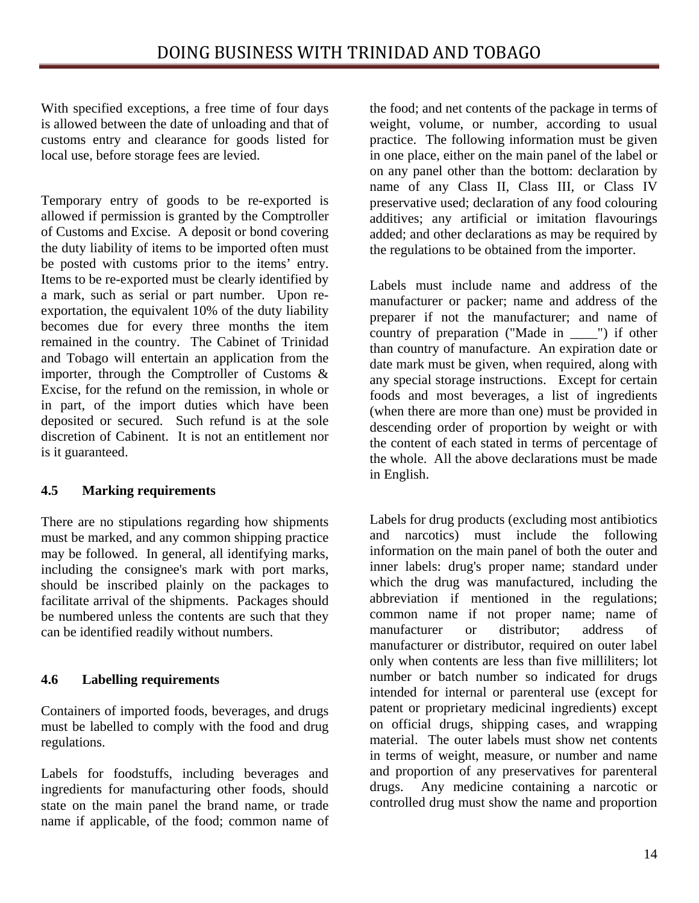With specified exceptions, a free time of four days is allowed between the date of unloading and that of customs entry and clearance for goods listed for local use, before storage fees are levied.

Temporary entry of goods to be re-exported is allowed if permission is granted by the Comptroller of Customs and Excise. A deposit or bond covering the duty liability of items to be imported often must be posted with customs prior to the items' entry. Items to be re-exported must be clearly identified by a mark, such as serial or part number. Upon re-exportation, the equivalent 10% of the duty liability becomes due for every three months the item remained in the country. The Cabinet of Trinidad and Tobago will entertain an application from the importer, through the Comptroller of Customs & Excise, for the refund on the remission, in whole or in part, of the import duties which have been deposited or secured. Such refund is at the sole discretion of Cabinent. It is not an entitlement nor is it guaranteed.

### 4.5 Marking requirements

There are no stipulations regarding how shipments must be marked, and any common shipping practice may be followed. In general, all identifying marks, including the consignee's mark with port marks, should be inscribed plainly on the packages to facilitate arrival of the shipments. Packages should be numbered unless the contents are such that they can be identified readily without numbers.

### 4.6 Labelling requirements

Containers of imported foods, beverages, and drugs must be labelled to comply with the food and drug regulations.

Labels for foodstuffs, including beverages and ingredients for manufacturing other foods, should state on the main panel the brand name, or trade name if applicable, of the food; common name of the food; and net contents of the package in terms of weight, volume, or number, according to usual practice. The following information must be given in one place, either on the main panel of the label or on any panel other than the bottom: declaration by name of any Class II, Class III, or Class IV preservative used; declaration of any food colouring additives; any artificial or imitation flavourings added; and other declarations as may be required by the regulations to be obtained from the importer.

Labels must include name and address of the manufacturer or packer; name and address of the preparer if not the manufacturer; and name of country of preparation ("Made in ____") if other than country of manufacture. An expiration date or date mark must be given, when required, along with any special storage instructions. Except for certain foods and most beverages, a list of ingredients (when there are more than one) must be provided in descending order of proportion by weight or with the content of each stated in terms of percentage of the whole. All the above declarations must be made in English.

Labels for drug products (excluding most antibiotics and narcotics) must include the following information on the main panel of both the outer and inner labels: drug's proper name; standard under which the drug was manufactured, including the abbreviation if mentioned in the regulations; common name if not proper name; name of manufacturer or distributor; address of manufacturer or distributor, required on outer label only when contents are less than five milliliters; lot number or batch number so indicated for drugs intended for internal or parenteral use (except for patent or proprietary medicinal ingredients) except on official drugs, shipping cases, and wrapping material. The outer labels must show net contents in terms of weight, measure, or number and name and proportion of any preservatives for parenteral drugs. Any medicine containing a narcotic or controlled drug must show the name and proportion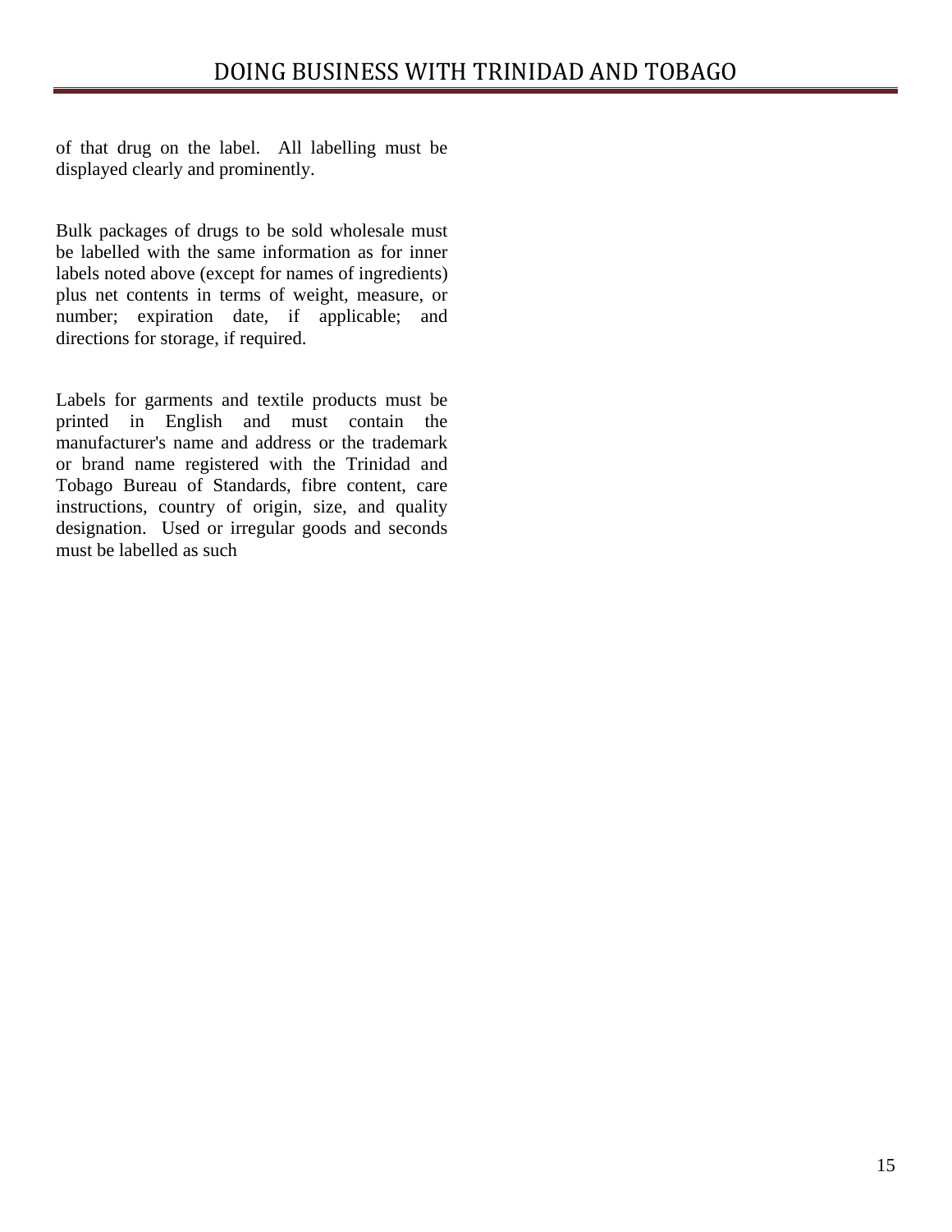of that drug on the label. All labelling must be displayed clearly and prominently.

Bulk packages of drugs to be sold wholesale must be labelled with the same information as for inner labels noted above (except for names of ingredients) plus net contents in terms of weight, measure, or number; expiration date, if applicable; and directions for storage, if required.

Labels for garments and textile products must be printed in English and must contain the manufacturer's name and address or the trademark or brand name registered with the Trinidad and Tobago Bureau of Standards, fibre content, care instructions, country of origin, size, and quality designation. Used or irregular goods and seconds must be labelled as such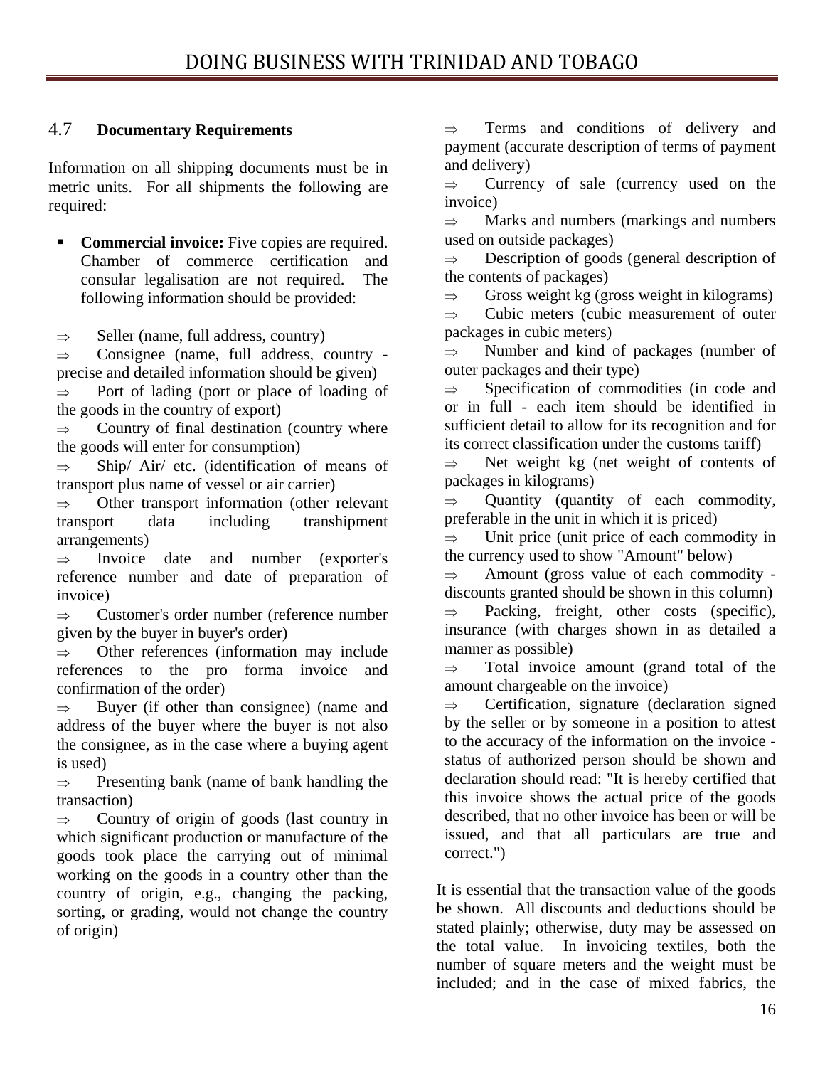## 4.7 Documentary Requirements

Information on all shipping documents must be in metric units. For all shipments the following are required:

- **Commercial invoice:** Five copies are required. Chamber of commerce certification and consular legalisation are not required. The following information should be provided:

⇒ Seller (name, full address, country)

⇒ Consignee (name, full address, country - precise and detailed information should be given)

⇒ Port of lading (port or place of loading of the goods in the country of export)

⇒ Country of final destination (country where the goods will enter for consumption)

⇒ Ship/ Air/ etc. (identification of means of transport plus name of vessel or air carrier)

⇒ Other transport information (other relevant transport data including transhipment arrangements)

⇒ Invoice date and number (exporter's reference number and date of preparation of invoice)

⇒ Customer's order number (reference number given by the buyer in buyer's order)

⇒ Other references (information may include references to the pro forma invoice and confirmation of the order)

⇒ Buyer (if other than consignee) (name and address of the buyer where the buyer is not also the consignee, as in the case where a buying agent is used)

⇒ Presenting bank (name of bank handling the transaction)

⇒ Country of origin of goods (last country in which significant production or manufacture of the goods took place the carrying out of minimal working on the goods in a country other than the country of origin, e.g., changing the packing, sorting, or grading, would not change the country of origin)

⇒ Terms and conditions of delivery and payment (accurate description of terms of payment and delivery)

⇒ Currency of sale (currency used on the invoice)

⇒ Marks and numbers (markings and numbers used on outside packages)

⇒ Description of goods (general description of the contents of packages)

⇒ Gross weight kg (gross weight in kilograms)

⇒ Cubic meters (cubic measurement of outer packages in cubic meters)

⇒ Number and kind of packages (number of outer packages and their type)

⇒ Specification of commodities (in code and or in full - each item should be identified in sufficient detail to allow for its recognition and for its correct classification under the customs tariff)

⇒ Net weight kg (net weight of contents of packages in kilograms)

⇒ Quantity (quantity of each commodity, preferable in the unit in which it is priced)

⇒ Unit price (unit price of each commodity in the currency used to show "Amount" below)

⇒ Amount (gross value of each commodity - discounts granted should be shown in this column)

⇒ Packing, freight, other costs (specific), insurance (with charges shown in as detailed a manner as possible)

⇒ Total invoice amount (grand total of the amount chargeable on the invoice)

⇒ Certification, signature (declaration signed by the seller or by someone in a position to attest to the accuracy of the information on the invoice - status of authorized person should be shown and declaration should read: "It is hereby certified that this invoice shows the actual price of the goods described, that no other invoice has been or will be issued, and that all particulars are true and correct.")

It is essential that the transaction value of the goods be shown. All discounts and deductions should be stated plainly; otherwise, duty may be assessed on the total value. In invoicing textiles, both the number of square meters and the weight must be included; and in the case of mixed fabrics, the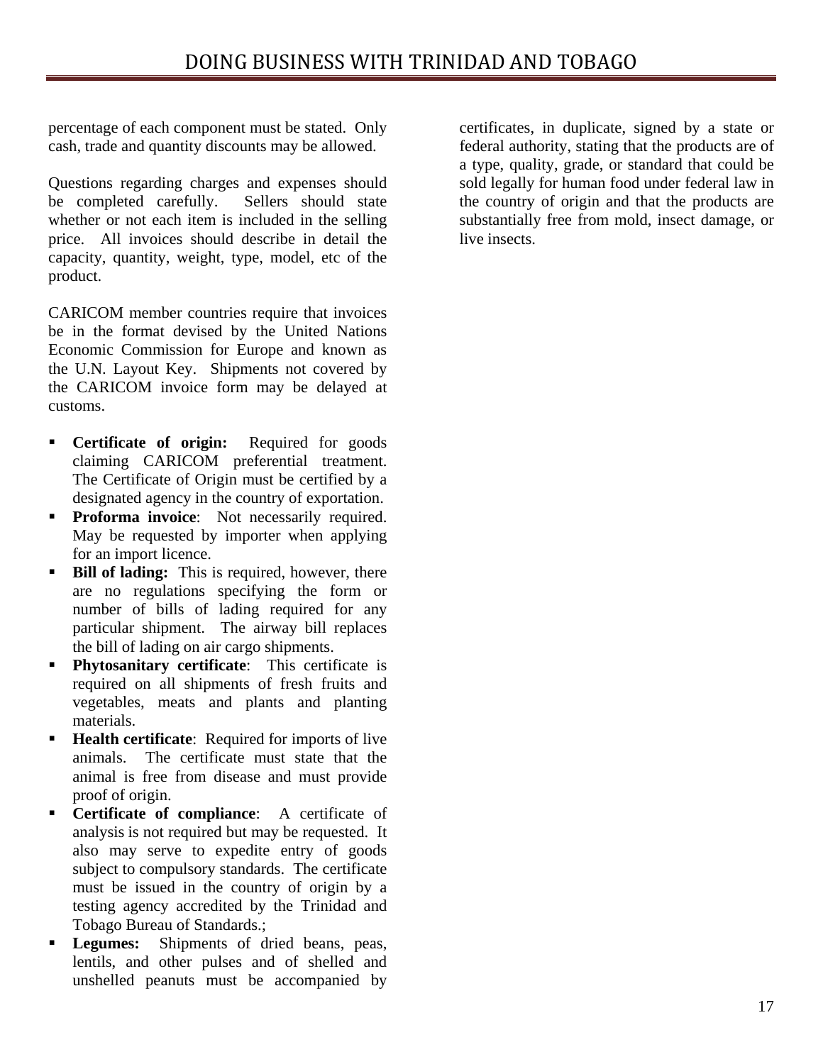percentage of each component must be stated. Only cash, trade and quantity discounts may be allowed.

Questions regarding charges and expenses should be completed carefully. Sellers should state whether or not each item is included in the selling price. All invoices should describe in detail the capacity, quantity, weight, type, model, etc of the product.

CARICOM member countries require that invoices be in the format devised by the United Nations Economic Commission for Europe and known as the U.N. Layout Key. Shipments not covered by the CARICOM invoice form may be delayed at customs.

- **Certificate of origin:** Required for goods claiming CARICOM preferential treatment. The Certificate of Origin must be certified by a designated agency in the country of exportation.
- **Proforma invoice**: Not necessarily required. May be requested by importer when applying for an import licence.
- **Bill of lading:** This is required, however, there are no regulations specifying the form or number of bills of lading required for any particular shipment. The airway bill replaces the bill of lading on air cargo shipments.
- **Phytosanitary certificate**: This certificate is required on all shipments of fresh fruits and vegetables, meats and plants and planting materials.
- **Health certificate**: Required for imports of live animals. The certificate must state that the animal is free from disease and must provide proof of origin.
- **Certificate of compliance**: A certificate of analysis is not required but may be requested. It also may serve to expedite entry of goods subject to compulsory standards. The certificate must be issued in the country of origin by a testing agency accredited by the Trinidad and Tobago Bureau of Standards.;
- **Legumes:** Shipments of dried beans, peas, lentils, and other pulses and of shelled and unshelled peanuts must be accompanied by certificates, in duplicate, signed by a state or federal authority, stating that the products are of a type, quality, grade, or standard that could be sold legally for human food under federal law in the country of origin and that the products are substantially free from mold, insect damage, or live insects.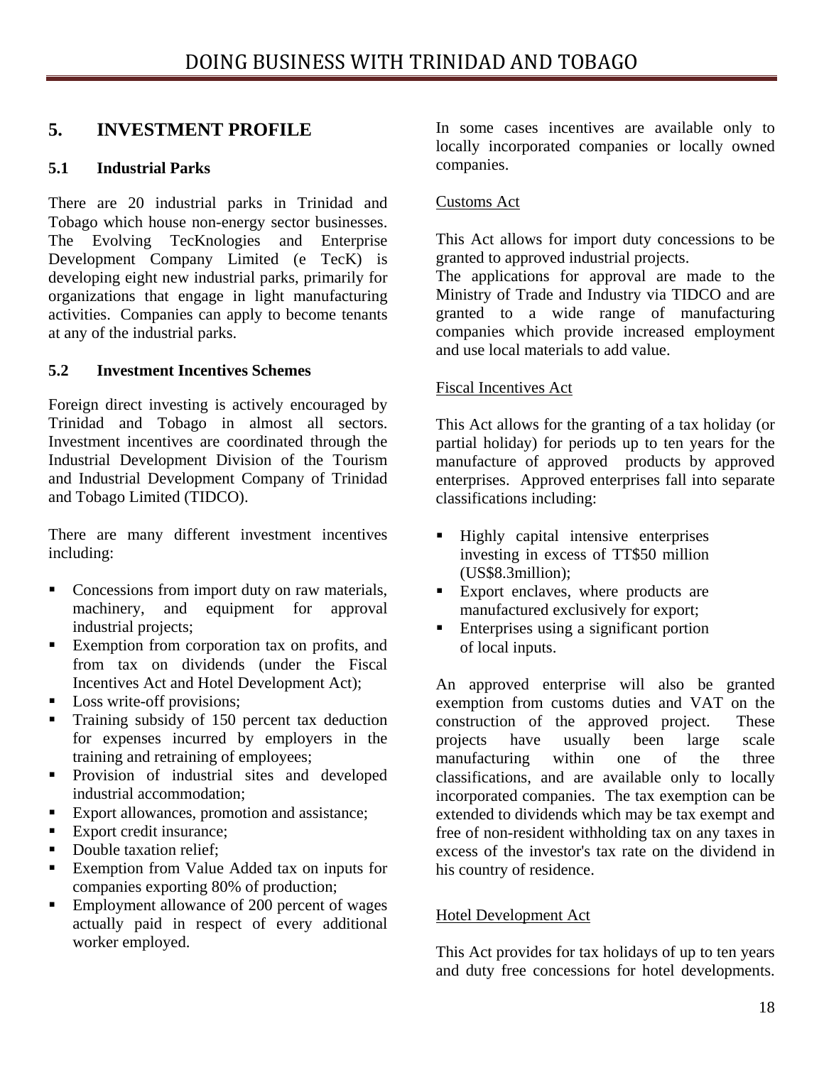## 5. INVESTMENT PROFILE

### 5.1 Industrial Parks

There are 20 industrial parks in Trinidad and Tobago which house non-energy sector businesses. The Evolving TecKnologies and Enterprise Development Company Limited (e TecK) is developing eight new industrial parks, primarily for organizations that engage in light manufacturing activities. Companies can apply to become tenants at any of the industrial parks.

### 5.2 Investment Incentives Schemes

Foreign direct investing is actively encouraged by Trinidad and Tobago in almost all sectors. Investment incentives are coordinated through the Industrial Development Division of the Tourism and Industrial Development Company of Trinidad and Tobago Limited (TIDCO).

There are many different investment incentives including:

- Concessions from import duty on raw materials, machinery, and equipment for approval industrial projects;
- Exemption from corporation tax on profits, and from tax on dividends (under the Fiscal Incentives Act and Hotel Development Act);
- Loss write-off provisions;
- Training subsidy of 150 percent tax deduction for expenses incurred by employers in the training and retraining of employees;
- Provision of industrial sites and developed industrial accommodation;
- Export allowances, promotion and assistance;
- Export credit insurance;
- Double taxation relief;
- Exemption from Value Added tax on inputs for companies exporting 80% of production;
- Employment allowance of 200 percent of wages actually paid in respect of every additional worker employed.

In some cases incentives are available only to locally incorporated companies or locally owned companies.

<u>Customs Act</u>

This Act allows for import duty concessions to be granted to approved industrial projects.
The applications for approval are made to the Ministry of Trade and Industry via TIDCO and are granted to a wide range of manufacturing companies which provide increased employment and use local materials to add value.

<u>Fiscal Incentives Act</u>

This Act allows for the granting of a tax holiday (or partial holiday) for periods up to ten years for the manufacture of approved products by approved enterprises. Approved enterprises fall into separate classifications including:

- Highly capital intensive enterprises investing in excess of TT$50 million (US$8.3million);
- Export enclaves, where products are manufactured exclusively for export;
- Enterprises using a significant portion of local inputs.

An approved enterprise will also be granted exemption from customs duties and VAT on the construction of the approved project. These projects have usually been large scale manufacturing within one of the three classifications, and are available only to locally incorporated companies. The tax exemption can be extended to dividends which may be tax exempt and free of non-resident withholding tax on any taxes in excess of the investor's tax rate on the dividend in his country of residence.

<u>Hotel Development Act</u>

This Act provides for tax holidays of up to ten years and duty free concessions for hotel developments.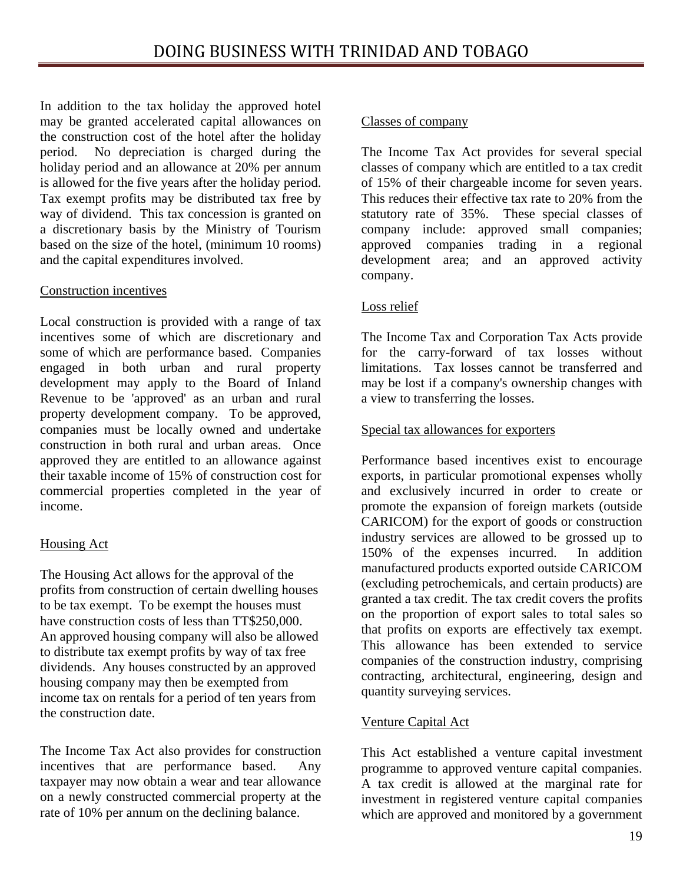In addition to the tax holiday the approved hotel may be granted accelerated capital allowances on the construction cost of the hotel after the holiday period. No depreciation is charged during the holiday period and an allowance at 20% per annum is allowed for the five years after the holiday period. Tax exempt profits may be distributed tax free by way of dividend. This tax concession is granted on a discretionary basis by the Ministry of Tourism based on the size of the hotel, (minimum 10 rooms) and the capital expenditures involved.

### Construction incentives

Local construction is provided with a range of tax incentives some of which are discretionary and some of which are performance based. Companies engaged in both urban and rural property development may apply to the Board of Inland Revenue to be 'approved' as an urban and rural property development company. To be approved, companies must be locally owned and undertake construction in both rural and urban areas. Once approved they are entitled to an allowance against their taxable income of 15% of construction cost for commercial properties completed in the year of income.

### Housing Act

The Housing Act allows for the approval of the profits from construction of certain dwelling houses to be tax exempt. To be exempt the houses must have construction costs of less than TT$250,000. An approved housing company will also be allowed to distribute tax exempt profits by way of tax free dividends. Any houses constructed by an approved housing company may then be exempted from income tax on rentals for a period of ten years from the construction date.

The Income Tax Act also provides for construction incentives that are performance based. Any taxpayer may now obtain a wear and tear allowance on a newly constructed commercial property at the rate of 10% per annum on the declining balance.

### Classes of company

The Income Tax Act provides for several special classes of company which are entitled to a tax credit of 15% of their chargeable income for seven years. This reduces their effective tax rate to 20% from the statutory rate of 35%. These special classes of company include: approved small companies; approved companies trading in a regional development area; and an approved activity company.

### Loss relief

The Income Tax and Corporation Tax Acts provide for the carry-forward of tax losses without limitations. Tax losses cannot be transferred and may be lost if a company's ownership changes with a view to transferring the losses.

### Special tax allowances for exporters

Performance based incentives exist to encourage exports, in particular promotional expenses wholly and exclusively incurred in order to create or promote the expansion of foreign markets (outside CARICOM) for the export of goods or construction industry services are allowed to be grossed up to 150% of the expenses incurred. In addition manufactured products exported outside CARICOM (excluding petrochemicals, and certain products) are granted a tax credit. The tax credit covers the profits on the proportion of export sales to total sales so that profits on exports are effectively tax exempt. This allowance has been extended to service companies of the construction industry, comprising contracting, architectural, engineering, design and quantity surveying services.

### Venture Capital Act

This Act established a venture capital investment programme to approved venture capital companies. A tax credit is allowed at the marginal rate for investment in registered venture capital companies which are approved and monitored by a government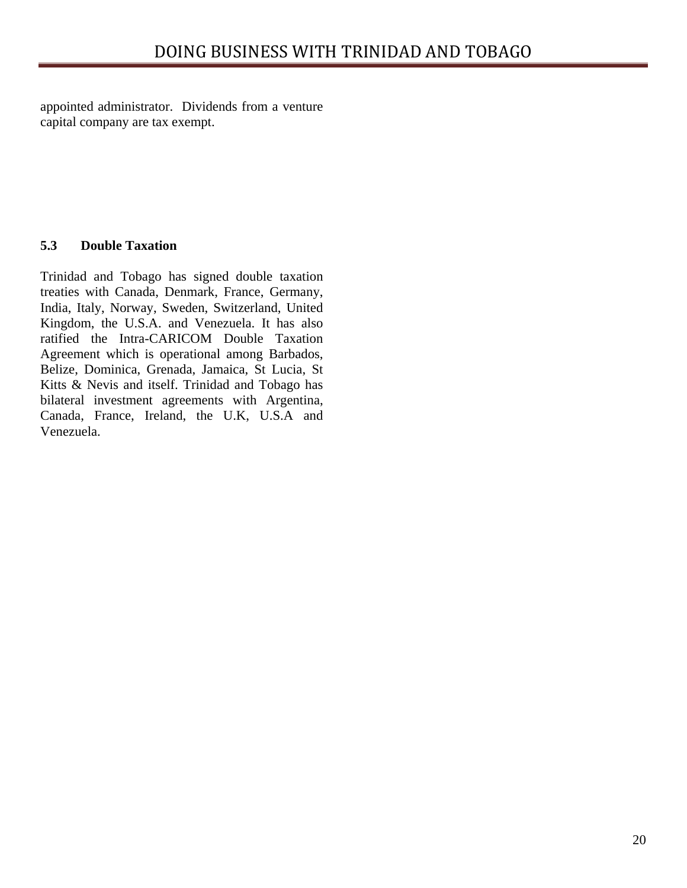appointed administrator. Dividends from a venture capital company are tax exempt.

### 5.3 Double Taxation

Trinidad and Tobago has signed double taxation treaties with Canada, Denmark, France, Germany, India, Italy, Norway, Sweden, Switzerland, United Kingdom, the U.S.A. and Venezuela. It has also ratified the Intra-CARICOM Double Taxation Agreement which is operational among Barbados, Belize, Dominica, Grenada, Jamaica, St Lucia, St Kitts & Nevis and itself. Trinidad and Tobago has bilateral investment agreements with Argentina, Canada, France, Ireland, the U.K, U.S.A and Venezuela.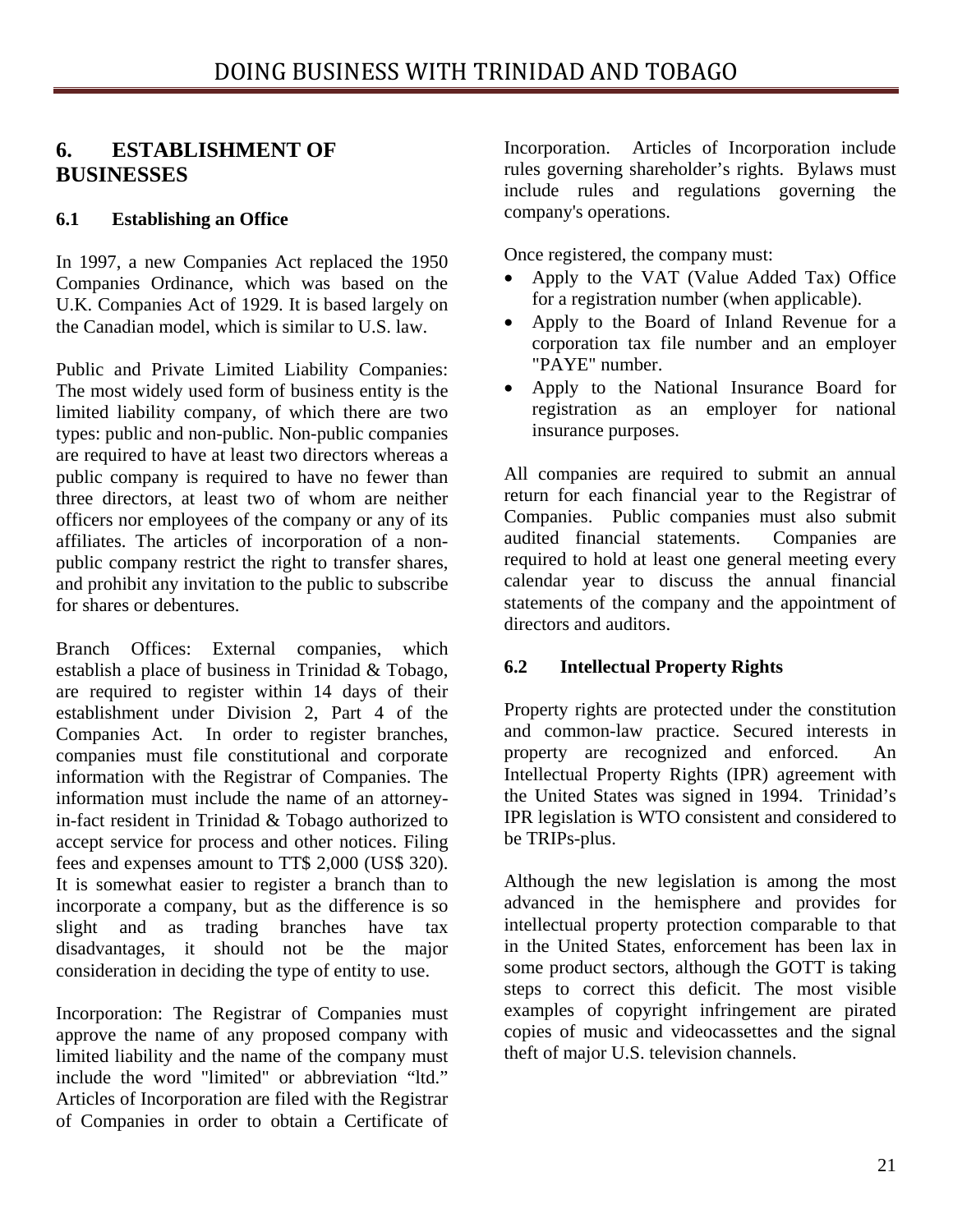## 6. ESTABLISHMENT OF BUSINESSES

### 6.1 Establishing an Office

In 1997, a new Companies Act replaced the 1950 Companies Ordinance, which was based on the U.K. Companies Act of 1929. It is based largely on the Canadian model, which is similar to U.S. law.

Public and Private Limited Liability Companies: The most widely used form of business entity is the limited liability company, of which there are two types: public and non-public. Non-public companies are required to have at least two directors whereas a public company is required to have no fewer than three directors, at least two of whom are neither officers nor employees of the company or any of its affiliates. The articles of incorporation of a non-public company restrict the right to transfer shares, and prohibit any invitation to the public to subscribe for shares or debentures.

Branch Offices: External companies, which establish a place of business in Trinidad & Tobago, are required to register within 14 days of their establishment under Division 2, Part 4 of the Companies Act. In order to register branches, companies must file constitutional and corporate information with the Registrar of Companies. The information must include the name of an attorney-in-fact resident in Trinidad & Tobago authorized to accept service for process and other notices. Filing fees and expenses amount to TT$ 2,000 (US$ 320). It is somewhat easier to register a branch than to incorporate a company, but as the difference is so slight and as trading branches have tax disadvantages, it should not be the major consideration in deciding the type of entity to use.

Incorporation: The Registrar of Companies must approve the name of any proposed company with limited liability and the name of the company must include the word "limited" or abbreviation "ltd." Articles of Incorporation are filed with the Registrar of Companies in order to obtain a Certificate of Incorporation. Articles of Incorporation include rules governing shareholder's rights. Bylaws must include rules and regulations governing the company's operations.

Once registered, the company must:

- Apply to the VAT (Value Added Tax) Office for a registration number (when applicable).
- Apply to the Board of Inland Revenue for a corporation tax file number and an employer "PAYE" number.
- Apply to the National Insurance Board for registration as an employer for national insurance purposes.

All companies are required to submit an annual return for each financial year to the Registrar of Companies. Public companies must also submit audited financial statements. Companies are required to hold at least one general meeting every calendar year to discuss the annual financial statements of the company and the appointment of directors and auditors.

### 6.2 Intellectual Property Rights

Property rights are protected under the constitution and common-law practice. Secured interests in property are recognized and enforced. An Intellectual Property Rights (IPR) agreement with the United States was signed in 1994. Trinidad's IPR legislation is WTO consistent and considered to be TRIPs-plus.

Although the new legislation is among the most advanced in the hemisphere and provides for intellectual property protection comparable to that in the United States, enforcement has been lax in some product sectors, although the GOTT is taking steps to correct this deficit. The most visible examples of copyright infringement are pirated copies of music and videocassettes and the signal theft of major U.S. television channels.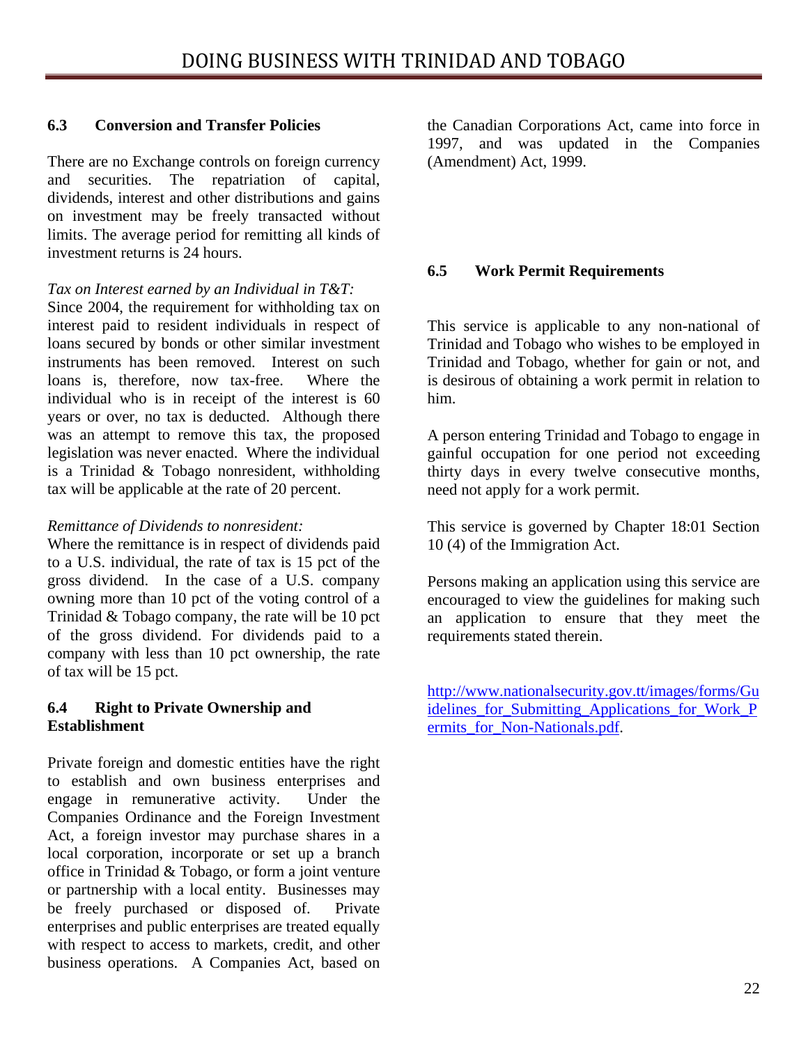### 6.3 Conversion and Transfer Policies

There are no Exchange controls on foreign currency and securities. The repatriation of capital, dividends, interest and other distributions and gains on investment may be freely transacted without limits. The average period for remitting all kinds of investment returns is 24 hours.

*Tax on Interest earned by an Individual in T&T:*
Since 2004, the requirement for withholding tax on interest paid to resident individuals in respect of loans secured by bonds or other similar investment instruments has been removed. Interest on such loans is, therefore, now tax-free. Where the individual who is in receipt of the interest is 60 years or over, no tax is deducted. Although there was an attempt to remove this tax, the proposed legislation was never enacted. Where the individual is a Trinidad & Tobago nonresident, withholding tax will be applicable at the rate of 20 percent.

*Remittance of Dividends to nonresident:*
Where the remittance is in respect of dividends paid to a U.S. individual, the rate of tax is 15 pct of the gross dividend. In the case of a U.S. company owning more than 10 pct of the voting control of a Trinidad & Tobago company, the rate will be 10 pct of the gross dividend. For dividends paid to a company with less than 10 pct ownership, the rate of tax will be 15 pct.

### 6.4 Right to Private Ownership and Establishment

Private foreign and domestic entities have the right to establish and own business enterprises and engage in remunerative activity. Under the Companies Ordinance and the Foreign Investment Act, a foreign investor may purchase shares in a local corporation, incorporate or set up a branch office in Trinidad & Tobago, or form a joint venture or partnership with a local entity. Businesses may be freely purchased or disposed of. Private enterprises and public enterprises are treated equally with respect to access to markets, credit, and other business operations. A Companies Act, based on the Canadian Corporations Act, came into force in 1997, and was updated in the Companies (Amendment) Act, 1999.

### 6.5 Work Permit Requirements

This service is applicable to any non-national of Trinidad and Tobago who wishes to be employed in Trinidad and Tobago, whether for gain or not, and is desirous of obtaining a work permit in relation to him.

A person entering Trinidad and Tobago to engage in gainful occupation for one period not exceeding thirty days in every twelve consecutive months, need not apply for a work permit.

This service is governed by Chapter 18:01 Section 10 (4) of the Immigration Act.

Persons making an application using this service are encouraged to view the guidelines for making such an application to ensure that they meet the requirements stated therein.

http://www.nationalsecurity.gov.tt/images/forms/Guidelines_for_Submitting_Applications_for_Work_Permits_for_Non-Nationals.pdf.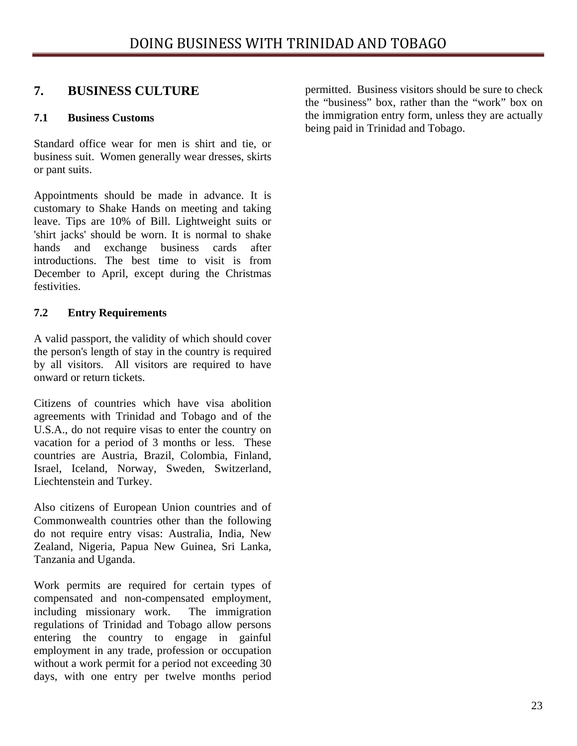## 7. BUSINESS CULTURE

### 7.1 Business Customs

Standard office wear for men is shirt and tie, or business suit. Women generally wear dresses, skirts or pant suits.

Appointments should be made in advance. It is customary to Shake Hands on meeting and taking leave. Tips are 10% of Bill. Lightweight suits or 'shirt jacks' should be worn. It is normal to shake hands and exchange business cards after introductions. The best time to visit is from December to April, except during the Christmas festivities.

### 7.2 Entry Requirements

A valid passport, the validity of which should cover the person's length of stay in the country is required by all visitors. All visitors are required to have onward or return tickets.

Citizens of countries which have visa abolition agreements with Trinidad and Tobago and of the U.S.A., do not require visas to enter the country on vacation for a period of 3 months or less. These countries are Austria, Brazil, Colombia, Finland, Israel, Iceland, Norway, Sweden, Switzerland, Liechtenstein and Turkey.

Also citizens of European Union countries and of Commonwealth countries other than the following do not require entry visas: Australia, India, New Zealand, Nigeria, Papua New Guinea, Sri Lanka, Tanzania and Uganda.

Work permits are required for certain types of compensated and non-compensated employment, including missionary work. The immigration regulations of Trinidad and Tobago allow persons entering the country to engage in gainful employment in any trade, profession or occupation without a work permit for a period not exceeding 30 days, with one entry per twelve months period permitted. Business visitors should be sure to check the "business" box, rather than the "work" box on the immigration entry form, unless they are actually being paid in Trinidad and Tobago.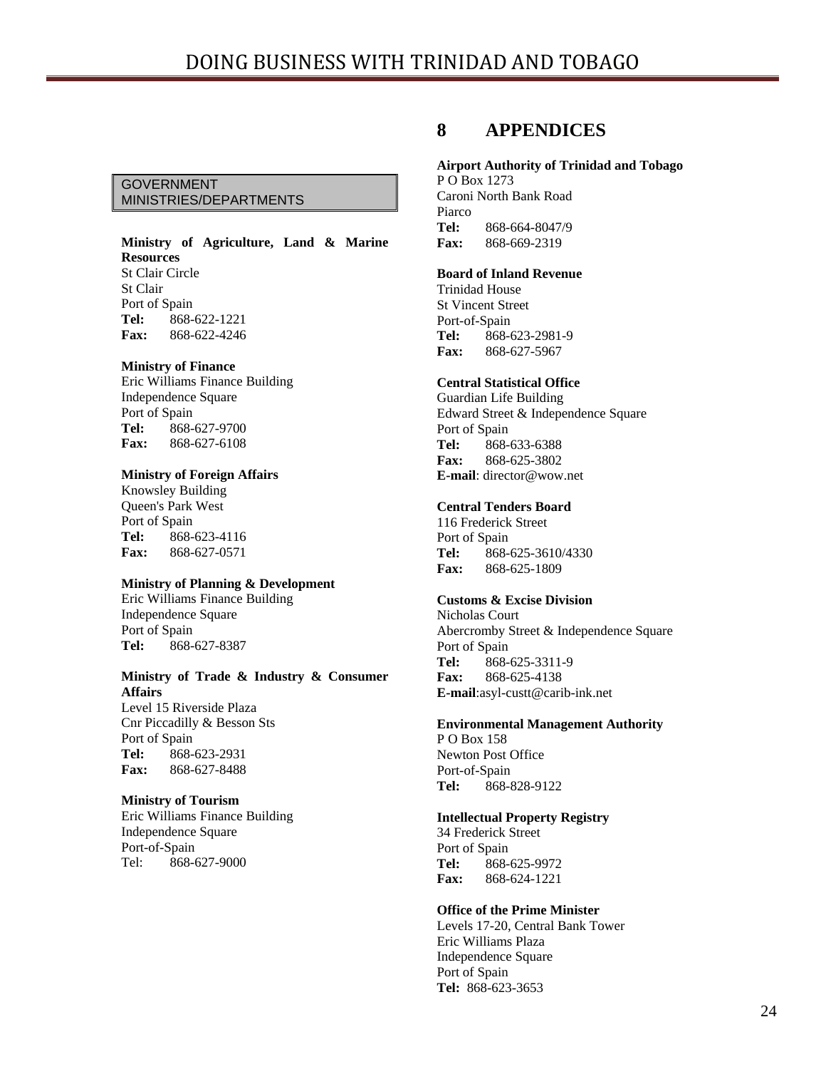# 8 APPENDICES

GOVERNMENT MINISTRIES/DEPARTMENTS

**Ministry of Agriculture, Land & Marine Resources**
St Clair Circle
St Clair
Port of Spain
**Tel:** 868-622-1221
**Fax:** 868-622-4246

**Ministry of Finance**
Eric Williams Finance Building
Independence Square
Port of Spain
**Tel:** 868-627-9700
**Fax:** 868-627-6108

**Ministry of Foreign Affairs**
Knowsley Building
Queen's Park West
Port of Spain
**Tel:** 868-623-4116
**Fax:** 868-627-0571

**Ministry of Planning & Development**
Eric Williams Finance Building
Independence Square
Port of Spain
**Tel:** 868-627-8387

**Ministry of Trade & Industry & Consumer Affairs**
Level 15 Riverside Plaza
Cnr Piccadilly & Besson Sts
Port of Spain
**Tel:** 868-623-2931
**Fax:** 868-627-8488

**Ministry of Tourism**
Eric Williams Finance Building
Independence Square
Port-of-Spain
Tel: 868-627-9000

**Airport Authority of Trinidad and Tobago**
P O Box 1273
Caroni North Bank Road
Piarco
**Tel:** 868-664-8047/9
**Fax:** 868-669-2319

**Board of Inland Revenue**
Trinidad House
St Vincent Street
Port-of-Spain
**Tel:** 868-623-2981-9
**Fax:** 868-627-5967

**Central Statistical Office**
Guardian Life Building
Edward Street & Independence Square
Port of Spain
**Tel:** 868-633-6388
**Fax:** 868-625-3802
**E-mail**: director@wow.net

**Central Tenders Board**
116 Frederick Street
Port of Spain
**Tel:** 868-625-3610/4330
**Fax:** 868-625-1809

**Customs & Excise Division**
Nicholas Court
Abercromby Street & Independence Square
Port of Spain
**Tel:** 868-625-3311-9
**Fax:** 868-625-4138
**E-mail**:asyl-custt@carib-ink.net

**Environmental Management Authority**
P O Box 158
Newton Post Office
Port-of-Spain
**Tel:** 868-828-9122

**Intellectual Property Registry**
34 Frederick Street
Port of Spain
**Tel:** 868-625-9972
**Fax:** 868-624-1221

**Office of the Prime Minister**
Levels 17-20, Central Bank Tower
Eric Williams Plaza
Independence Square
Port of Spain
**Tel:** 868-623-3653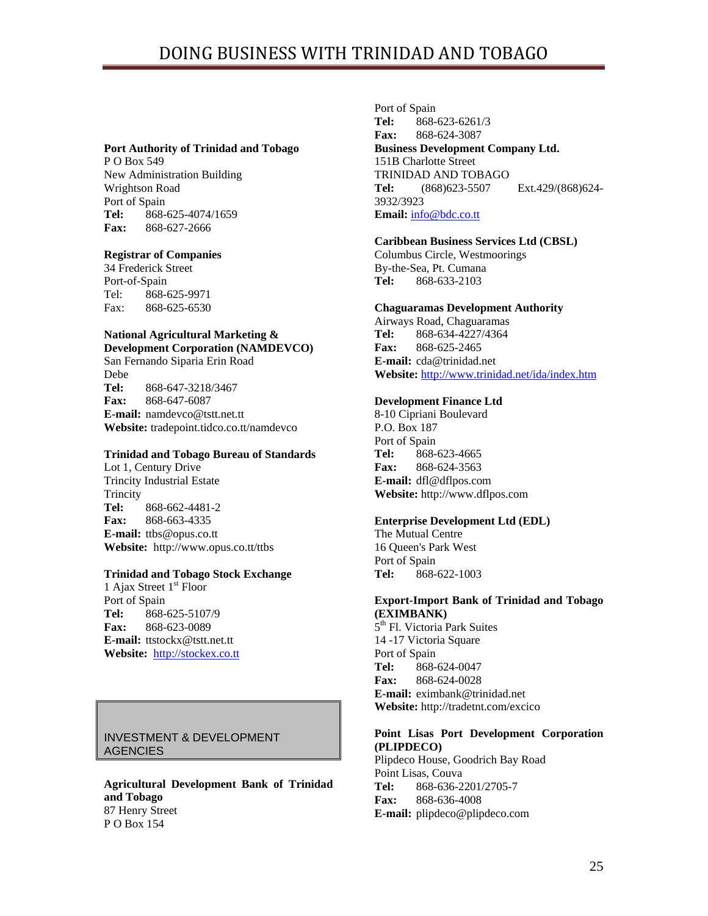**Port Authority of Trinidad and Tobago**
P O Box 549
New Administration Building
Wrighton Road
Port of Spain
**Tel:** 868-625-4074/1659
**Fax:** 868-627-2666

**Registrar of Companies**
34 Frederick Street
Port-of-Spain
Tel: 868-625-9971
Fax: 868-625-6530

**National Agricultural Marketing & Development Corporation (NAMDEVCO)**
San Fernando Siparia Erin Road
Debe
**Tel:** 868-647-3218/3467
**Fax:** 868-647-6087
**E-mail:** namdevco@tstt.net.tt
**Website:** tradepoint.tidco.co.tt/namdevco

**Trinidad and Tobago Bureau of Standards**
Lot 1, Century Drive
Trincity Industrial Estate
Trincity
**Tel:** 868-662-4481-2
**Fax:** 868-663-4335
**E-mail:** ttbs@opus.co.tt
**Website:** http://www.opus.co.tt/ttbs

**Trinidad and Tobago Stock Exchange**
1 Ajax Street 1st Floor
Port of Spain
**Tel:** 868-625-5107/9
**Fax:** 868-623-0089
**E-mail:** ttstockx@tstt.net.tt
**Website:** http://stockex.co.tt

## INVESTMENT & DEVELOPMENT AGENCIES

**Agricultural Development Bank of Trinidad and Tobago**
87 Henry Street
P O Box 154
Port of Spain
**Tel:** 868-623-6261/3
**Fax:** 868-624-3087

**Business Development Company Ltd.**
151B Charlotte Street
TRINIDAD AND TOBAGO
**Tel:** (868)623-5507 Ext.429/(868)624-3932/3923
**Email:** info@bdc.co.tt

**Caribbean Business Services Ltd (CBSL)**
Columbus Circle, Westmoorings
By-the-Sea, Pt. Cumana
**Tel:** 868-633-2103

**Chaguaramas Development Authority**
Airways Road, Chaguaramas
**Tel:** 868-634-4227/4364
**Fax:** 868-625-2465
**E-mail:** cda@trinidad.net
**Website:** http://www.trinidad.net/ida/index.htm

**Development Finance Ltd**
8-10 Cipriani Boulevard
P.O. Box 187
Port of Spain
**Tel:** 868-623-4665
**Fax:** 868-624-3563
**E-mail:** dfl@dflpos.com
**Website:** http://www.dflpos.com

**Enterprise Development Ltd (EDL)**
The Mutual Centre
16 Queen's Park West
Port of Spain
**Tel:** 868-622-1003

**Export-Import Bank of Trinidad and Tobago (EXIMBANK)**
5th Fl. Victoria Park Suites
14 -17 Victoria Square
Port of Spain
**Tel:** 868-624-0047
**Fax:** 868-624-0028
**E-mail:** eximbank@trinidad.net
**Website:** http://tradetnt.com/excico

**Point Lisas Port Development Corporation (PLIPDECO)**
Plipdeco House, Goodrich Bay Road
Point Lisas, Couva
**Tel:** 868-636-2201/2705-7
**Fax:** 868-636-4008
**E-mail:** plipdeco@plipdeco.com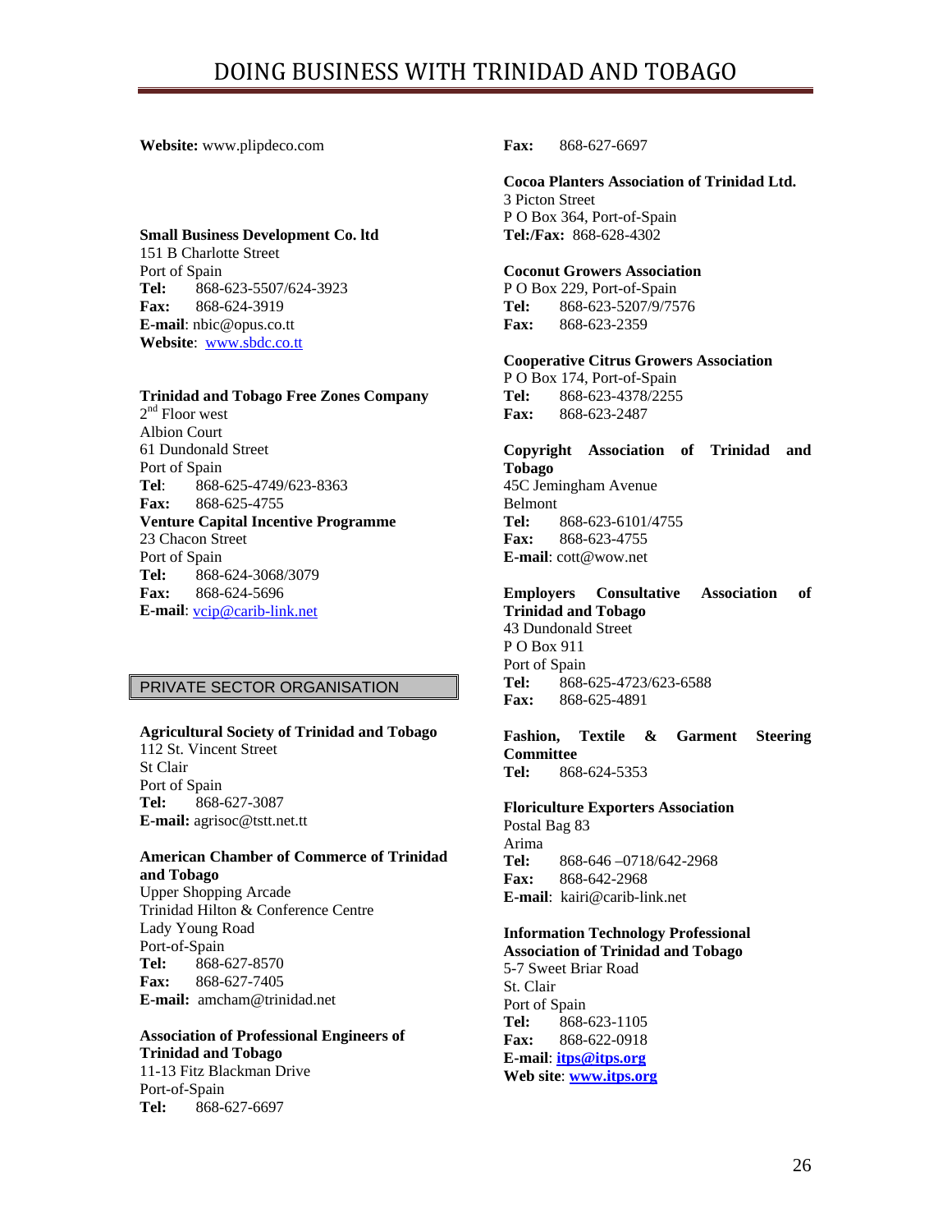**Website:** www.plipdeco.com

**Small Business Development Co. ltd**
151 B Charlotte Street
Port of Spain
**Tel:** 868-623-5507/624-3923
**Fax:** 868-624-3919
**E-mail**: nbic@opus.co.tt
**Website**: www.sbdc.co.tt

**Trinidad and Tobago Free Zones Company**
2nd Floor west
Albion Court
61 Dundonald Street
Port of Spain
**Tel**: 868-625-4749/623-8363
**Fax:** 868-625-4755

**Venture Capital Incentive Programme**
23 Chacon Street
Port of Spain
**Tel:** 868-624-3068/3079
**Fax:** 868-624-5696
**E-mail**: vcip@carib-link.net

## PRIVATE SECTOR ORGANISATION

**Agricultural Society of Trinidad and Tobago**
112 St. Vincent Street
St Clair
Port of Spain
**Tel:** 868-627-3087
**E-mail:** agrisoc@tstt.net.tt

**American Chamber of Commerce of Trinidad and Tobago**
Upper Shopping Arcade
Trinidad Hilton & Conference Centre
Lady Young Road
Port-of-Spain
**Tel:** 868-627-8570
**Fax:** 868-627-7405
**E-mail:** amcham@trinidad.net

**Association of Professional Engineers of Trinidad and Tobago**
11-13 Fitz Blackman Drive
Port-of-Spain
**Tel:** 868-627-6697
**Fax:** 868-627-6697

**Cocoa Planters Association of Trinidad Ltd.**
3 Picton Street
P O Box 364, Port-of-Spain
**Tel:/Fax:** 868-628-4302

**Coconut Growers Association**
P O Box 229, Port-of-Spain
**Tel:** 868-623-5207/9/7576
**Fax:** 868-623-2359

**Cooperative Citrus Growers Association**
P O Box 174, Port-of-Spain
**Tel:** 868-623-4378/2255
**Fax:** 868-623-2487

**Copyright Association of Trinidad and Tobago**
45C Jemingham Avenue
Belmont
**Tel:** 868-623-6101/4755
**Fax:** 868-623-4755
**E-mail**: cott@wow.net

**Employers Consultative Association of Trinidad and Tobago**
43 Dundonald Street
P O Box 911
Port of Spain
**Tel:** 868-625-4723/623-6588
**Fax:** 868-625-4891

**Fashion, Textile & Garment Steering Committee**
**Tel:** 868-624-5353

**Floriculture Exporters Association**
Postal Bag 83
Arima
**Tel:** 868-646 –0718/642-2968
**Fax:** 868-642-2968
**E-mail**: kairi@carib-link.net

**Information Technology Professional Association of Trinidad and Tobago**
5-7 Sweet Briar Road
St. Clair
Port of Spain
**Tel:** 868-623-1105
**Fax:** 868-622-0918
**E-mail**: **itps@itps.org**
**Web site**: **www.itps.org**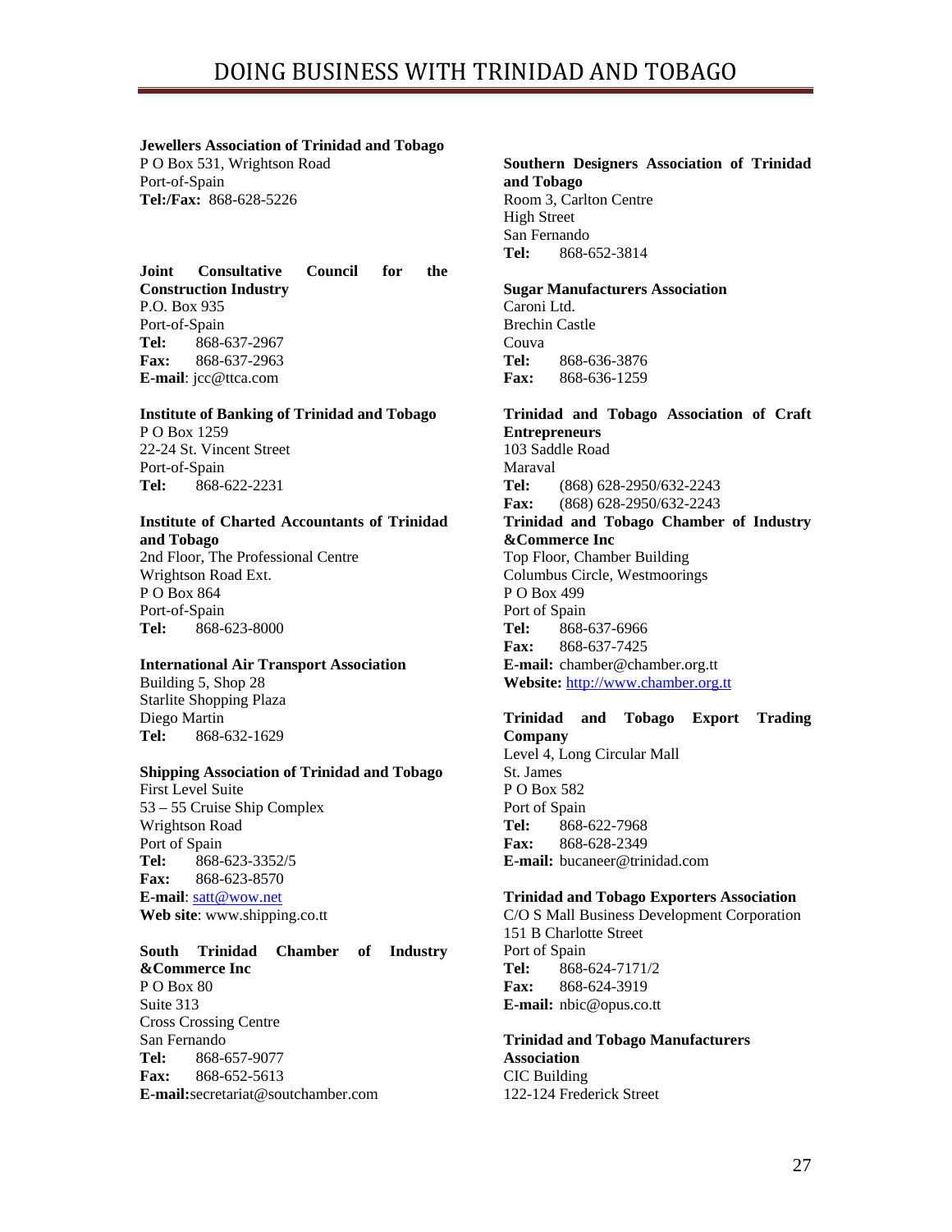**Jewellers Association of Trinidad and Tobago**
P O Box 531, Wrightson Road
Port-of-Spain
**Tel:/Fax:** 868-628-5226

**Joint Consultative Council for the Construction Industry**
P.O. Box 935
Port-of-Spain
**Tel:** 868-637-2967
**Fax:** 868-637-2963
**E-mail**: jcc@ttca.com

**Institute of Banking of Trinidad and Tobago**
P O Box 1259
22-24 St. Vincent Street
Port-of-Spain
**Tel:** 868-622-2231

**Institute of Charted Accountants of Trinidad and Tobago**
2nd Floor, The Professional Centre
Wrightson Road Ext.
P O Box 864
Port-of-Spain
**Tel:** 868-623-8000

**International Air Transport Association**
Building 5, Shop 28
Starlite Shopping Plaza
Diego Martin
**Tel:** 868-632-1629

**Shipping Association of Trinidad and Tobago**
First Level Suite
53 – 55 Cruise Ship Complex
Wrightson Road
Port of Spain
**Tel:** 868-623-3352/5
**Fax:** 868-623-8570
**E-mail**: satt@wow.net
**Web site**: www.shipping.co.tt

**South Trinidad Chamber of Industry &Commerce Inc**
P O Box 80
Suite 313
Cross Crossing Centre
San Fernando
**Tel:** 868-657-9077
**Fax:** 868-652-5613
**E-mail:**secretariat@soutchamber.com

**Southern Designers Association of Trinidad and Tobago**
Room 3, Carlton Centre
High Street
San Fernando
**Tel:** 868-652-3814

**Sugar Manufacturers Association**
Caroni Ltd.
Brechin Castle
Couva
**Tel:** 868-636-3876
**Fax:** 868-636-1259

**Trinidad and Tobago Association of Craft Entrepreneurs**
103 Saddle Road
Maraval
**Tel:** (868) 628-2950/632-2243
**Fax:** (868) 628-2950/632-2243

**Trinidad and Tobago Chamber of Industry &Commerce Inc**
Top Floor, Chamber Building
Columbus Circle, Westmoorings
P O Box 499
Port of Spain
**Tel:** 868-637-6966
**Fax:** 868-637-7425
**E-mail:** chamber@chamber.org.tt
**Website:** http://www.chamber.org.tt

**Trinidad and Tobago Export Trading Company**
Level 4, Long Circular Mall
St. James
P O Box 582
Port of Spain
**Tel:** 868-622-7968
**Fax:** 868-628-2349
**E-mail:** bucaneer@trinidad.com

**Trinidad and Tobago Exporters Association**
C/O S Mall Business Development Corporation
151 B Charlotte Street
Port of Spain
**Tel:** 868-624-7171/2
**Fax:** 868-624-3919
**E-mail:** nbic@opus.co.tt

**Trinidad and Tobago Manufacturers Association**
CIC Building
122-124 Frederick Street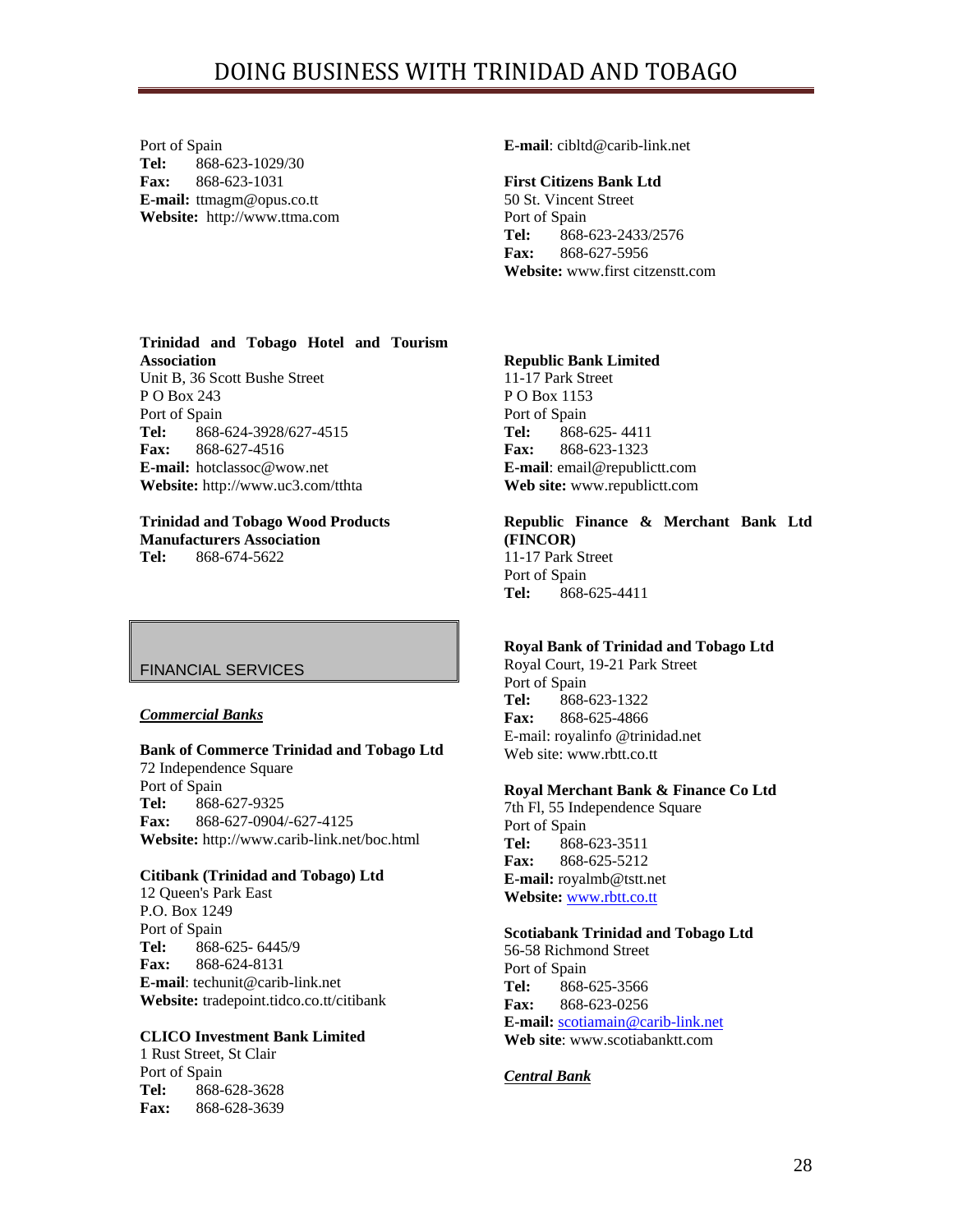Port of Spain
**Tel:** 868-623-1029/30
**Fax:** 868-623-1031
**E-mail:** ttmagm@opus.co.tt
**Website:** http://www.ttma.com

**Trinidad and Tobago Hotel and Tourism Association**
Unit B, 36 Scott Bushe Street
P O Box 243
Port of Spain
**Tel:** 868-624-3928/627-4515
**Fax:** 868-627-4516
**E-mail:** hotclassoc@wow.net
**Website:** http://www.uc3.com/tthta

**Trinidad and Tobago Wood Products Manufacturers Association**
**Tel:** 868-674-5622

## FINANCIAL SERVICES

***Commercial Banks***

**Bank of Commerce Trinidad and Tobago Ltd**
72 Independence Square
Port of Spain
**Tel:** 868-627-9325
**Fax:** 868-627-0904/-627-4125
**Website:** http://www.carib-link.net/boc.html

**Citibank (Trinidad and Tobago) Ltd**
12 Queen's Park East
P.O. Box 1249
Port of Spain
**Tel:** 868-625- 6445/9
**Fax:** 868-624-8131
**E-mail**: techunit@carib-link.net
**Website:** tradepoint.tidco.co.tt/citibank

**CLICO Investment Bank Limited**
1 Rust Street, St Clair
Port of Spain
**Tel:** 868-628-3628
**Fax:** 868-628-3639
**E-mail**: cibltd@carib-link.net

**First Citizens Bank Ltd**
50 St. Vincent Street
Port of Spain
**Tel:** 868-623-2433/2576
**Fax:** 868-627-5956
**Website:** www.first citzenstt.com

**Republic Bank Limited**
11-17 Park Street
P O Box 1153
Port of Spain
**Tel:** 868-625- 4411
**Fax:** 868-623-1323
**E-mail**: email@republictt.com
**Web site:** www.republictt.com

**Republic Finance & Merchant Bank Ltd (FINCOR)**
11-17 Park Street
Port of Spain
**Tel:** 868-625-4411

**Royal Bank of Trinidad and Tobago Ltd**
Royal Court, 19-21 Park Street
Port of Spain
**Tel:** 868-623-1322
**Fax:** 868-625-4866
E-mail: royalinfo @trinidad.net
Web site: www.rbtt.co.tt

**Royal Merchant Bank & Finance Co Ltd**
7th Fl, 55 Independence Square
Port of Spain
**Tel:** 868-623-3511
**Fax:** 868-625-5212
**E-mail:** royalmb@tstt.net
**Website:** www.rbtt.co.tt

**Scotiabank Trinidad and Tobago Ltd**
56-58 Richmond Street
Port of Spain
**Tel:** 868-625-3566
**Fax:** 868-623-0256
**E-mail:** scotiamain@carib-link.net
**Web site**: www.scotiabanktt.com

***Central Bank***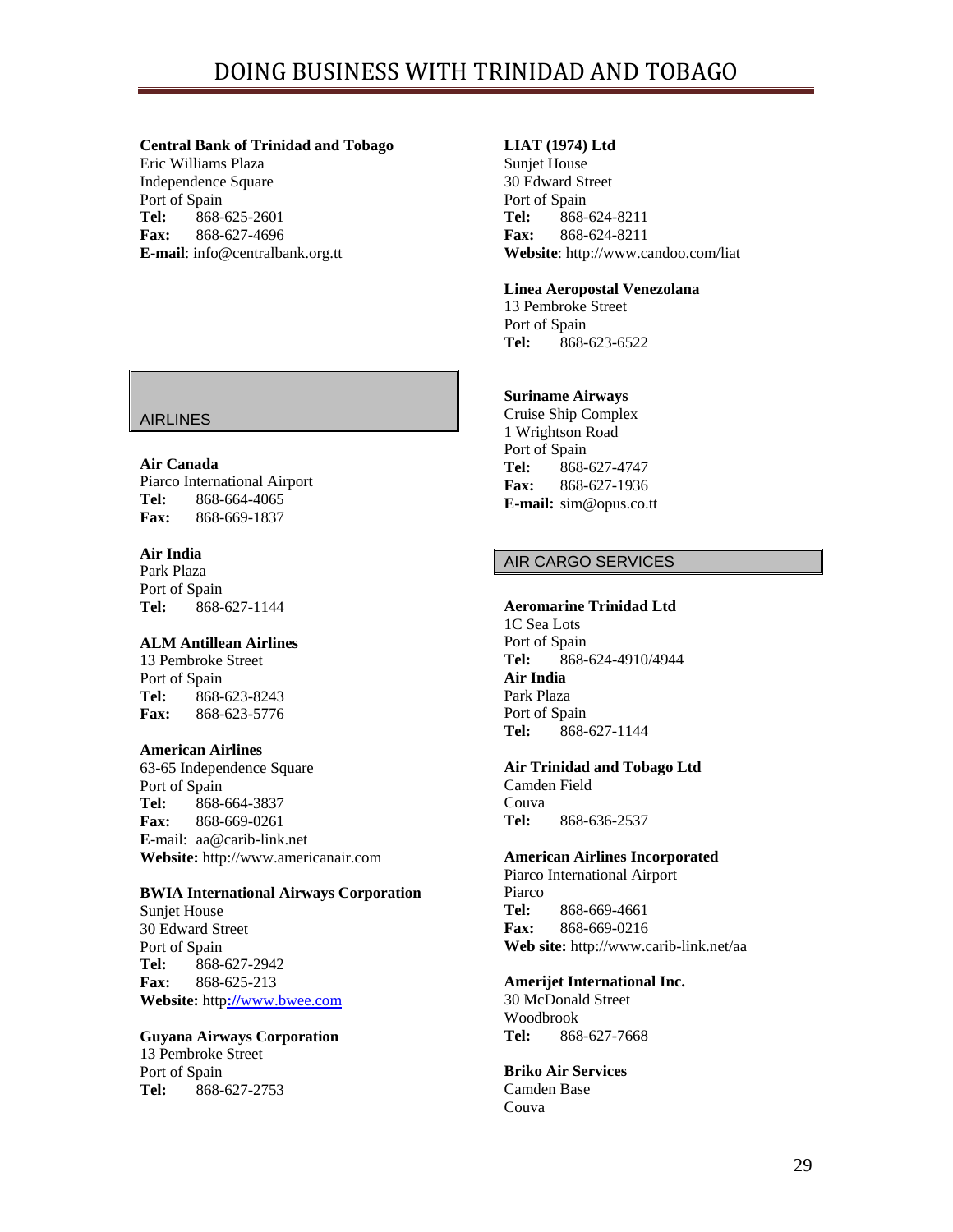**Central Bank of Trinidad and Tobago**
Eric Williams Plaza
Independence Square
Port of Spain
**Tel:** 868-625-2601
**Fax:** 868-627-4696
**E-mail**: info@centralbank.org.tt

## AIRLINES

**Air Canada**
Piarco International Airport
**Tel:** 868-664-4065
**Fax:** 868-669-1837

**Air India**
Park Plaza
Port of Spain
**Tel:** 868-627-1144

**ALM Antillean Airlines**
13 Pembroke Street
Port of Spain
**Tel:** 868-623-8243
**Fax:** 868-623-5776

**American Airlines**
63-65 Independence Square
Port of Spain
**Tel:** 868-664-3837
**Fax:** 868-669-0261
**E**-mail: aa@carib-link.net
**Website:** http://www.americanair.com

**BWIA International Airways Corporation**
Sunjet House
30 Edward Street
Port of Spain
**Tel:** 868-627-2942
**Fax:** 868-625-213
**Website:** http://www.bwee.com

**Guyana Airways Corporation**
13 Pembroke Street
Port of Spain
**Tel:** 868-627-2753

**LIAT (1974) Ltd**
Sunjet House
30 Edward Street
Port of Spain
**Tel:** 868-624-8211
**Fax:** 868-624-8211
**Website**: http://www.candoo.com/liat

**Linea Aeropostal Venezolana**
13 Pembroke Street
Port of Spain
**Tel:** 868-623-6522

**Suriname Airways**
Cruise Ship Complex
1 Wrightson Road
Port of Spain
**Tel:** 868-627-4747
**Fax:** 868-627-1936
**E-mail:** sim@opus.co.tt

## AIR CARGO SERVICES

**Aeromarine Trinidad Ltd**
1C Sea Lots
Port of Spain
**Tel:** 868-624-4910/4944

**Air India**
Park Plaza
Port of Spain
**Tel:** 868-627-1144

**Air Trinidad and Tobago Ltd**
Camden Field
Couva
**Tel:** 868-636-2537

**American Airlines Incorporated**
Piarco International Airport
Piarco
**Tel:** 868-669-4661
**Fax:** 868-669-0216
**Web site:** http://www.carib-link.net/aa

**Amerijet International Inc.**
30 McDonald Street
Woodbrook
**Tel:** 868-627-7668

**Briko Air Services**
Camden Base
Couva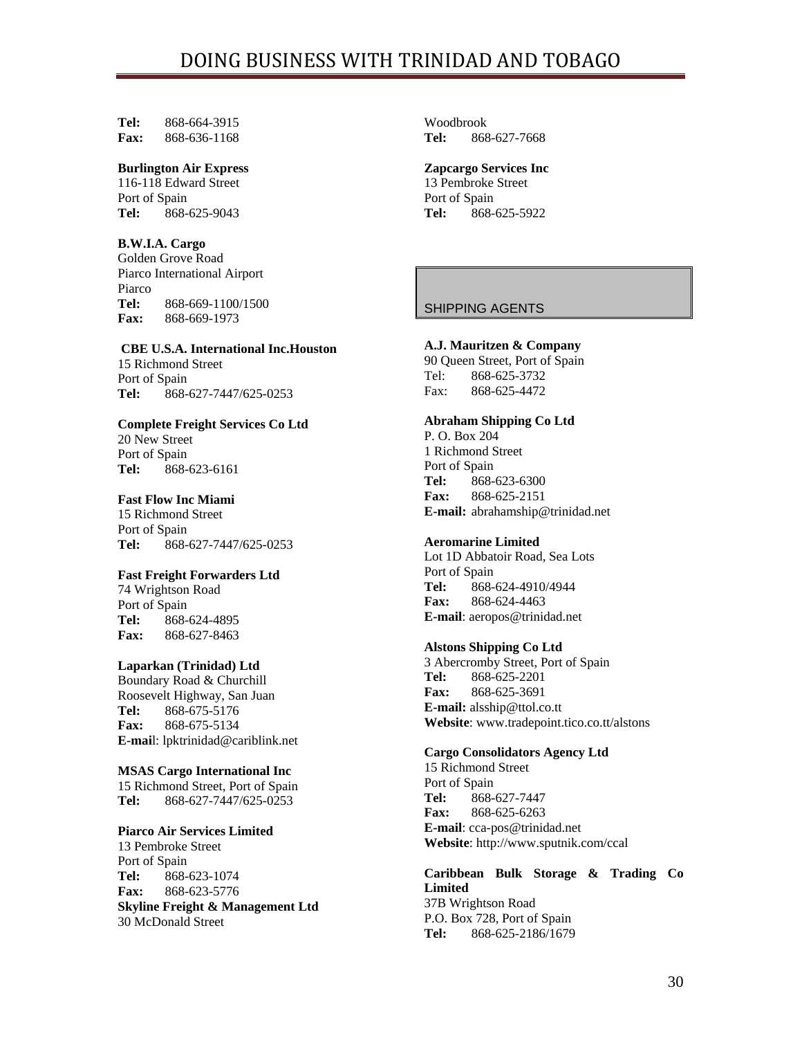**Tel:** 868-664-3915
**Fax:** 868-636-1168

**Burlington Air Express**
116-118 Edward Street
Port of Spain
**Tel:** 868-625-9043

**B.W.I.A. Cargo**
Golden Grove Road
Piarco International Airport
Piarco
**Tel:** 868-669-1100/1500
**Fax:** 868-669-1973

**CBE U.S.A. International Inc.Houston**
15 Richmond Street
Port of Spain
**Tel:** 868-627-7447/625-0253

**Complete Freight Services Co Ltd**
20 New Street
Port of Spain
**Tel:** 868-623-6161

**Fast Flow Inc Miami**
15 Richmond Street
Port of Spain
**Tel:** 868-627-7447/625-0253

**Fast Freight Forwarders Ltd**
74 Wrightson Road
Port of Spain
**Tel:** 868-624-4895
**Fax:** 868-627-8463

**Laparkan (Trinidad) Ltd**
Boundary Road & Churchill
Roosevelt Highway, San Juan
**Tel:** 868-675-5176
**Fax:** 868-675-5134
**E-mai**l: lpktrinidad@cariblink.net

**MSAS Cargo International Inc**
15 Richmond Street, Port of Spain
**Tel:** 868-627-7447/625-0253

**Piarco Air Services Limited**
13 Pembroke Street
Port of Spain
**Tel:** 868-623-1074
**Fax:** 868-623-5776

**Skyline Freight & Management Ltd**
30 McDonald Street
Woodbrook
**Tel:** 868-627-7668

**Zapcargo Services Inc**
13 Pembroke Street
Port of Spain
**Tel:** 868-625-5922

## SHIPPING AGENTS

**A.J. Mauritzen & Company**
90 Queen Street, Port of Spain
Tel: 868-625-3732
Fax: 868-625-4472

**Abraham Shipping Co Ltd**
P. O. Box 204
1 Richmond Street
Port of Spain
**Tel:** 868-623-6300
**Fax:** 868-625-2151
**E-mail:** abrahamship@trinidad.net

**Aeromarine Limited**
Lot 1D Abbatoir Road, Sea Lots
Port of Spain
**Tel:** 868-624-4910/4944
**Fax:** 868-624-4463
**E-mail**: aeropos@trinidad.net

**Alstons Shipping Co Ltd**
3 Abercromby Street, Port of Spain
**Tel:** 868-625-2201
**Fax:** 868-625-3691
**E-mail:** alsship@ttol.co.tt
**Website**: www.tradepoint.tico.co.tt/alstons

**Cargo Consolidators Agency Ltd**
15 Richmond Street
Port of Spain
**Tel:** 868-627-7447
**Fax:** 868-625-6263
**E-mail**: cca-pos@trinidad.net
**Website**: http://www.sputnik.com/ccal

**Caribbean Bulk Storage & Trading Co Limited**
37B Wrightson Road
P.O. Box 728, Port of Spain
**Tel:** 868-625-2186/1679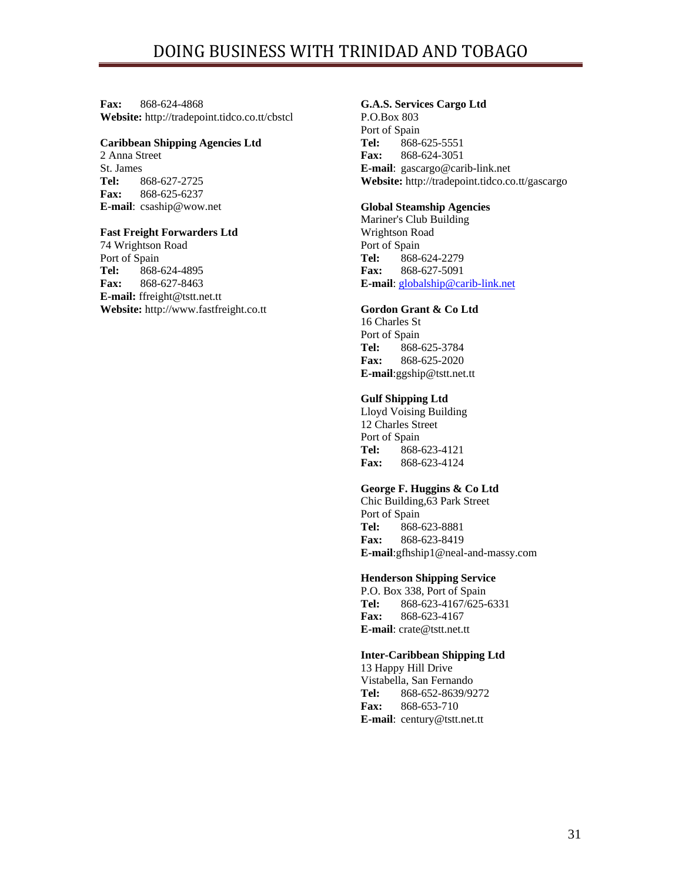**Fax:** 868-624-4868
**Website:** http://tradepoint.tidco.co.tt/cbstcl

**Caribbean Shipping Agencies Ltd**
2 Anna Street
St. James
**Tel:** 868-627-2725
**Fax:** 868-625-6237
**E-mail**: csaship@wow.net

**Fast Freight Forwarders Ltd**
74 Wrightson Road
Port of Spain
**Tel:** 868-624-4895
**Fax:** 868-627-8463
**E-mail:** ffreight@tstt.net.tt
**Website:** http://www.fastfreight.co.tt

**G.A.S. Services Cargo Ltd**
P.O.Box 803
Port of Spain
**Tel:** 868-625-5551
**Fax:** 868-624-3051
**E-mail**: gascargo@carib-link.net
**Website:** http://tradepoint.tidco.co.tt/gascargo

**Global Steamship Agencies**
Mariner's Club Building
Wrightson Road
Port of Spain
**Tel:** 868-624-2279
**Fax:** 868-627-5091
**E-mail**: globalship@carib-link.net

**Gordon Grant & Co Ltd**
16 Charles St
Port of Spain
**Tel:** 868-625-3784
**Fax:** 868-625-2020
**E-mail**:ggship@tstt.net.tt

**Gulf Shipping Ltd**
Lloyd Voising Building
12 Charles Street
Port of Spain
**Tel:** 868-623-4121
**Fax:** 868-623-4124

**George F. Huggins & Co Ltd**
Chic Building,63 Park Street
Port of Spain
**Tel:** 868-623-8881
**Fax:** 868-623-8419
**E-mail**:gfhship1@neal-and-massy.com

**Henderson Shipping Service**
P.O. Box 338, Port of Spain
**Tel:** 868-623-4167/625-6331
**Fax:** 868-623-4167
**E-mail**: crate@tstt.net.tt

**Inter-Caribbean Shipping Ltd**
13 Happy Hill Drive
Vistabella, San Fernando
**Tel:** 868-652-8639/9272
**Fax:** 868-653-710
**E-mail**: century@tstt.net.tt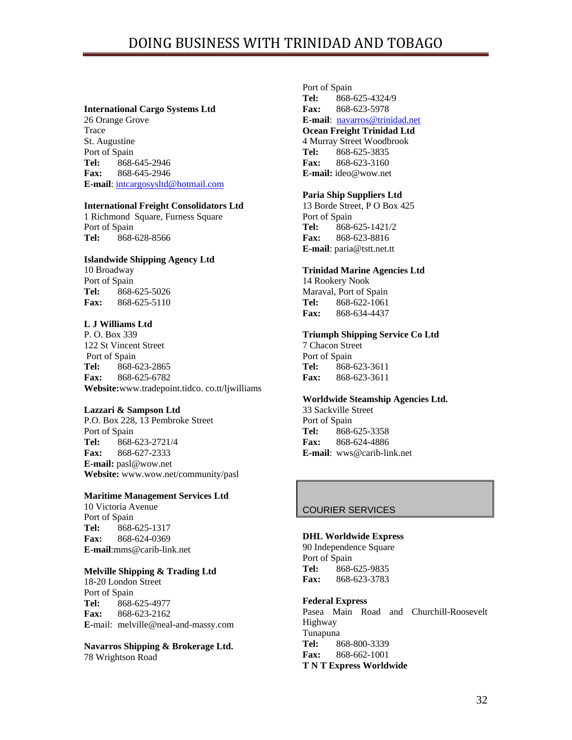**International Cargo Systems Ltd**
26 Orange Grove
Trace
St. Augustine
Port of Spain
**Tel:** 868-645-2946
**Fax:** 868-645-2946
**E-mail**: intcargosysltd@hotmail.com

**International Freight Consolidators Ltd**
1 Richmond Square, Furness Square
Port of Spain
**Tel:** 868-628-8566

**Islandwide Shipping Agency Ltd**
10 Broadway
Port of Spain
**Tel:** 868-625-5026
**Fax:** 868-625-5110

**L J Williams Ltd**
P. O. Box 339
122 St Vincent Street
Port of Spain
**Tel:** 868-623-2865
**Fax:** 868-625-6782
**Website:**www.tradepoint.tidco. co.tt/ljwilliams

**Lazzari & Sampson Ltd**
P.O. Box 228, 13 Pembroke Street
Port of Spain
**Tel:** 868-623-2721/4
**Fax:** 868-627-2333
**E-mail:** pasl@wow.net
**Website:** www.wow.net/community/pasl

**Maritime Management Services Ltd**
10 Victoria Avenue
Port of Spain
**Tel:** 868-625-1317
**Fax:** 868-624-0369
**E-mail**:mms@carib-link.net

**Melville Shipping & Trading Ltd**
18-20 London Street
Port of Spain
**Tel:** 868-625-4977
**Fax:** 868-623-2162
**E**-mail: melville@neal-and-massy.com

**Navarros Shipping & Brokerage Ltd.**
78 Wrightson Road
Port of Spain
**Tel:** 868-625-4324/9
**Fax:** 868-623-5978
**E-mail**: navarros@trinidad.net

**Ocean Freight Trinidad Ltd**
4 Murray Street Woodbrook
**Tel:** 868-625-3835
**Fax:** 868-623-3160
**E-mail:** ideo@wow.net

**Paria Ship Suppliers Ltd**
13 Borde Street, P O Box 425
Port of Spain
**Tel:** 868-625-1421/2
**Fax:** 868-623-8816
**E-mail**: paria@tstt.net.tt

**Trinidad Marine Agencies Ltd**
14 Rookery Nook
Maraval, Port of Spain
**Tel:** 868-622-1061
**Fax:** 868-634-4437

**Triumph Shipping Service Co Ltd**
7 Chacon Street
Port of Spain
**Tel:** 868-623-3611
**Fax:** 868-623-3611

**Worldwide Steamship Agencies Ltd.**
33 Sackville Street
Port of Spain
**Tel:** 868-625-3358
**Fax:** 868-624-4886
**E-mail**: wws@carib-link.net

## COURIER SERVICES

**DHL Worldwide Express**
90 Independence Square
Port of Spain
**Tel:** 868-625-9835
**Fax:** 868-623-3783

**Federal Express**
Pasea Main Road and Churchill-Roosevelt Highway
Tunapuna
**Tel:** 868-800-3339
**Fax:** 868-662-1001

**T N T Express Worldwide**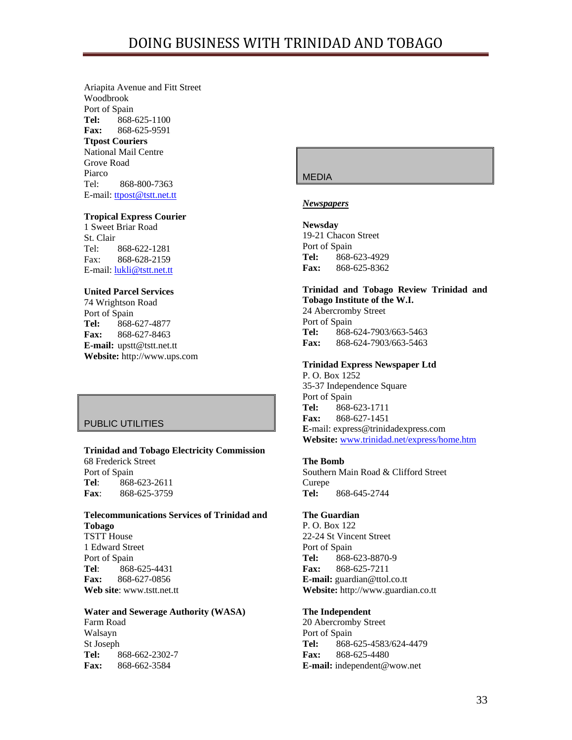Ariapita Avenue and Fitt Street
Woodbrook
Port of Spain
**Tel:** 868-625-1100
**Fax:** 868-625-9591

**Ttpost Couriers**
National Mail Centre
Grove Road
Piarco
Tel: 868-800-7363
E-mail: ttpost@tstt.net.tt

**Tropical Express Courier**
1 Sweet Briar Road
St. Clair
Tel: 868-622-1281
Fax: 868-628-2159
E-mail: lukli@tstt.net.tt

**United Parcel Services**
74 Wrightson Road
Port of Spain
**Tel:** 868-627-4877
**Fax:** 868-627-8463
**E-mail:** upstt@tstt.net.tt
**Website:** http://www.ups.com

## PUBLIC UTILITIES

**Trinidad and Tobago Electricity Commission**
68 Frederick Street
Port of Spain
**Tel**: 868-623-2611
**Fax**: 868-625-3759

**Telecommunications Services of Trinidad and Tobago**
TSTT House
1 Edward Street
Port of Spain
**Tel**: 868-625-4431
**Fax:** 868-627-0856
**Web site**: www.tstt.net.tt

**Water and Sewerage Authority (WASA)**
Farm Road
Walsayn
St Joseph
**Tel:** 868-662-2302-7
**Fax:** 868-662-3584

## MEDIA

***Newspapers***

**Newsday**
19-21 Chacon Street
Port of Spain
**Tel:** 868-623-4929
**Fax:** 868-625-8362

**Trinidad and Tobago Review Trinidad and Tobago Institute of the W.I.**
24 Abercromby Street
Port of Spain
**Tel:** 868-624-7903/663-5463
**Fax:** 868-624-7903/663-5463

**Trinidad Express Newspaper Ltd**
P. O. Box 1252
35-37 Independence Square
Port of Spain
**Tel:** 868-623-1711
**Fax:** 868-627-1451
**E**-mail: express@trinidadexpress.com
**Website:** www.trinidad.net/express/home.htm

**The Bomb**
Southern Main Road & Clifford Street
Curepe
**Tel:** 868-645-2744

**The Guardian**
P. O. Box 122
22-24 St Vincent Street
Port of Spain
**Tel:** 868-623-8870-9
**Fax:** 868-625-7211
**E-mail:** guardian@ttol.co.tt
**Website:** http://www.guardian.co.tt

**The Independent**
20 Abercromby Street
Port of Spain
**Tel:** 868-625-4583/624-4479
**Fax:** 868-625-4480
**E-mail:** independent@wow.net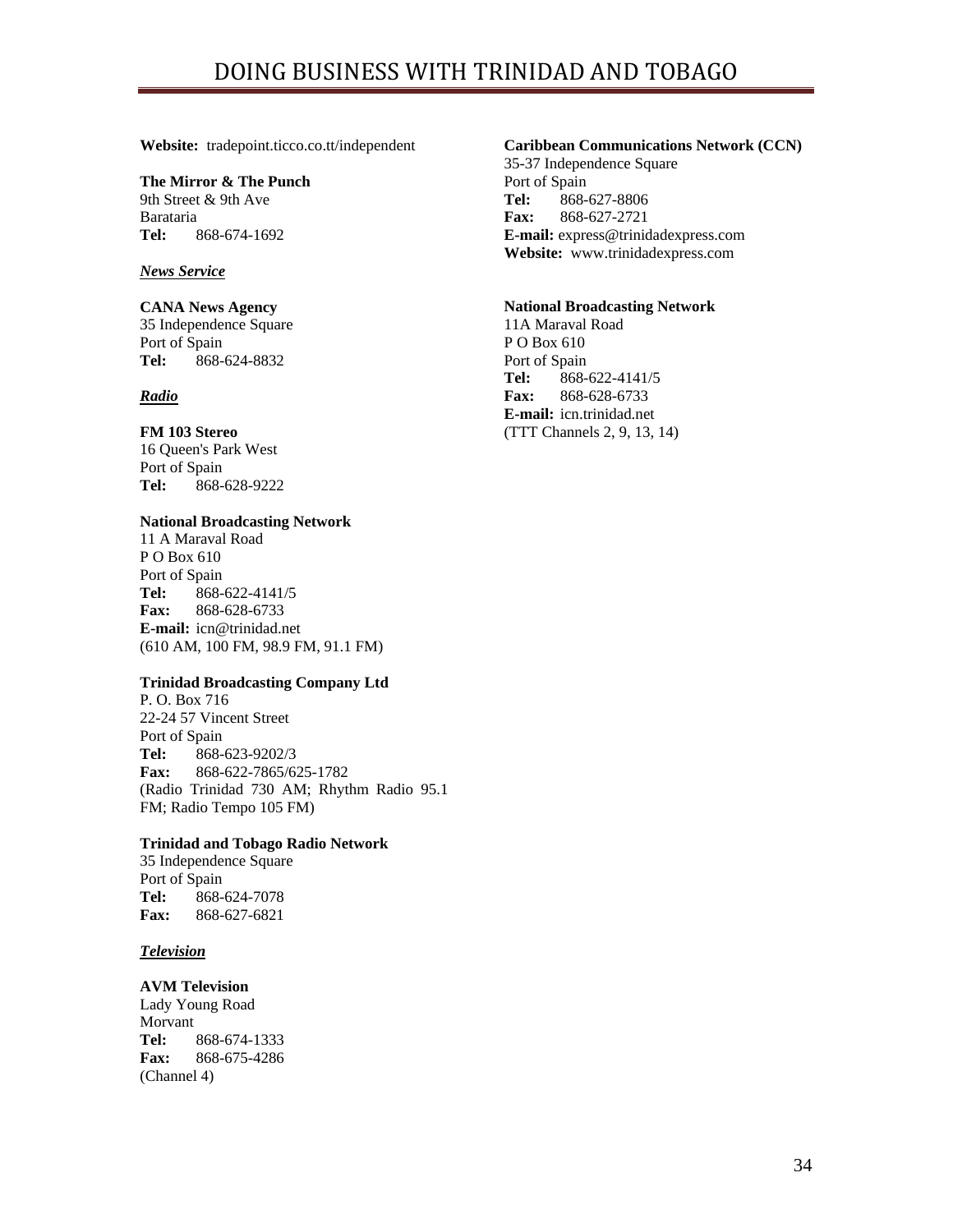**Website:** tradepoint.ticco.co.tt/independent

**The Mirror & The Punch**
9th Street & 9th Ave
Barataria
**Tel:** 868-674-1692

***News Service***

**CANA News Agency**
35 Independence Square
Port of Spain
**Tel:** 868-624-8832

***Radio***

**FM 103 Stereo**
16 Queen's Park West
Port of Spain
**Tel:** 868-628-9222

**National Broadcasting Network**
11 A Maraval Road
P O Box 610
Port of Spain
**Tel:** 868-622-4141/5
**Fax:** 868-628-6733
**E-mail:** icn@trinidad.net
(610 AM, 100 FM, 98.9 FM, 91.1 FM)

**Trinidad Broadcasting Company Ltd**
P. O. Box 716
22-24 57 Vincent Street
Port of Spain
**Tel:** 868-623-9202/3
**Fax:** 868-622-7865/625-1782
(Radio Trinidad 730 AM; Rhythm Radio 95.1 FM; Radio Tempo 105 FM)

**Trinidad and Tobago Radio Network**
35 Independence Square
Port of Spain
**Tel:** 868-624-7078
**Fax:** 868-627-6821

***Television***

**AVM Television**
Lady Young Road
Morvant
**Tel:** 868-674-1333
**Fax:** 868-675-4286
(Channel 4)

**Caribbean Communications Network (CCN)**
35-37 Independence Square
Port of Spain
**Tel:** 868-627-8806
**Fax:** 868-627-2721
**E-mail:** express@trinidadexpress.com
**Website:** www.trinidadexpress.com

**National Broadcasting Network**
11A Maraval Road
P O Box 610
Port of Spain
**Tel:** 868-622-4141/5
**Fax:** 868-628-6733
**E-mail:** icn.trinidad.net
(TTT Channels 2, 9, 13, 14)